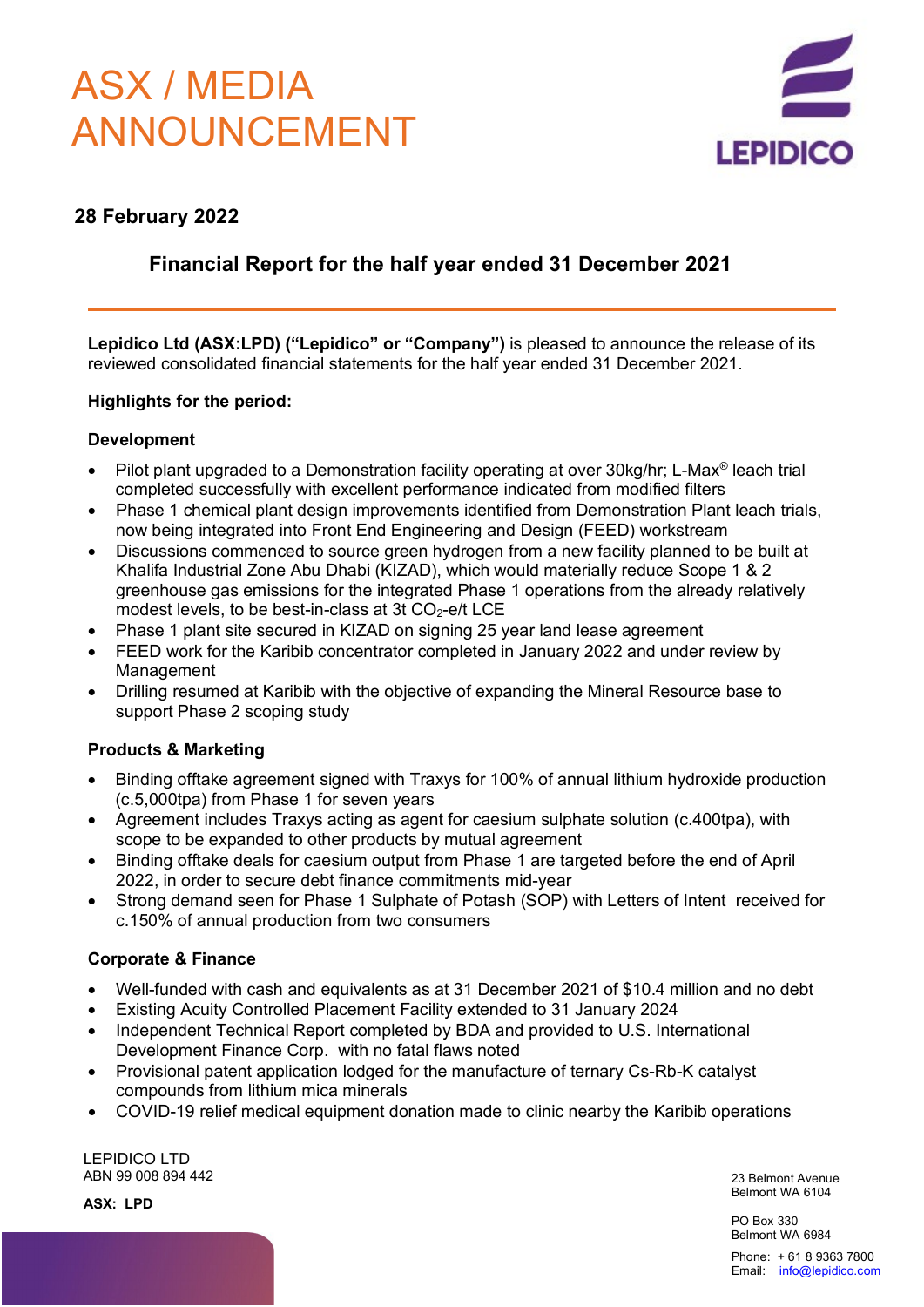# ASX / MEDIA ANNOUNCEMENT

LEPIDICO

**28 February 2022**

## Financial Report for the half year ended 31 December 2021

**Lepidico Ltd (ASX:LPD) ("Lepidico" or "Company")** is pleased to announce the release of its reviewed consolidated financial statements for the half year ended 31 December 2021.

**Highlights for the period:**

**Development**

- Pilot plant upgraded to a Demonstration facility operating at over 30kg/hr; L-Max® leach trial completed successfully with excellent performance indicated from modified filters
- Phase 1 chemical plant design improvements identified from Demonstration Plant leach trials, now being integrated into Front End Engineering and Design (FEED) workstream
- Discussions commenced to source green hydrogen from a new facility planned to be built at Khalifa Industrial Zone Abu Dhabi (KIZAD), which would materially reduce Scope 1 & 2 greenhouse gas emissions for the integrated Phase 1 operations from the already relatively modest levels, to be best-in-class at 3t $CO_2$-e/t LCE
- Phase 1 plant site secured in KIZAD on signing 25 year land lease agreement
- FEED work for the Karibib concentrator completed in January 2022 and under review by Management
- Drilling resumed at Karibib with the objective of expanding the Mineral Resource base to support Phase 2 scoping study

**Products & Marketing**

- Binding offtake agreement signed with Traxys for 100% of annual lithium hydroxide production (c.5,000tpa) from Phase 1 for seven years
- Agreement includes Traxys acting as agent for caesium sulphate solution (c.400tpa), with scope to be expanded to other products by mutual agreement
- Binding offtake deals for caesium output from Phase 1 are targeted before the end of April 2022, in order to secure debt finance commitments mid-year
- Strong demand seen for Phase 1 Sulphate of Potash (SOP) with Letters of Intent received for c.150% of annual production from two consumers

**Corporate & Finance**

- Well-funded with cash and equivalents as at 31 December 2021 of $10.4 million and no debt
- Existing Acuity Controlled Placement Facility extended to 31 January 2024
- Independent Technical Report completed by BDA and provided to U.S. International Development Finance Corp. with no fatal flaws noted
- Provisional patent application lodged for the manufacture of ternary Cs-Rb-K catalyst compounds from lithium mica minerals
- COVID-19 relief medical equipment donation made to clinic nearby the Karibib operations

LEPIDICO LTD
ABN 99 008 894 442

**ASX: LPD**

23 Belmont Avenue
Belmont WA 6104

PO Box 330
Belmont WA 6984

Phone: + 61 8 9363 7800
Email: info@lepidico.com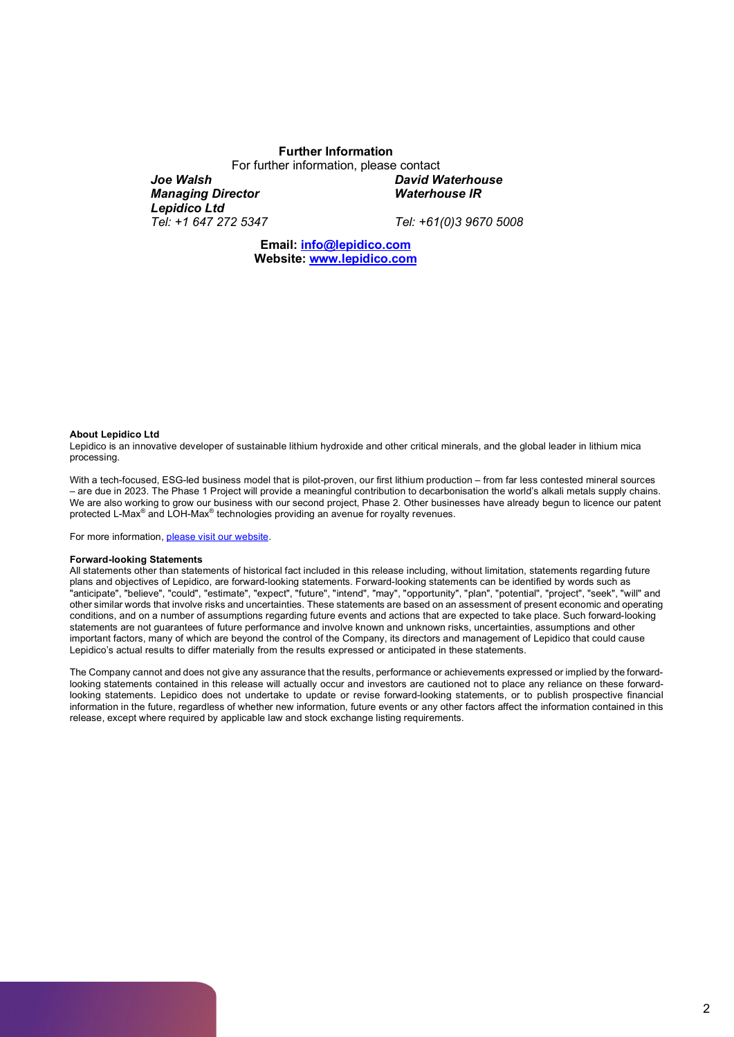**Further Information**

For further information, please contact

***Joe Walsh***
***Managing Director***
***Lepidico Ltd***
*Tel: +1 647 272 5347*

***David Waterhouse***
***Waterhouse IR***
*Tel: +61(0)3 9670 5008*

**Email: info@lepidico.com**
**Website: www.lepidico.com**

**About Lepidico Ltd**

Lepidico is an innovative developer of sustainable lithium hydroxide and other critical minerals, and the global leader in lithium mica processing.

With a tech-focused, ESG-led business model that is pilot-proven, our first lithium production – from far less contested mineral sources – are due in 2023. The Phase 1 Project will provide a meaningful contribution to decarbonisation the world's alkali metals supply chains. We are also working to grow our business with our second project, Phase 2. Other businesses have already begun to licence our patent protected L-Max® and LOH-Max® technologies providing an avenue for royalty revenues.

For more information, please visit our website.

**Forward-looking Statements**

All statements other than statements of historical fact included in this release including, without limitation, statements regarding future plans and objectives of Lepidico, are forward-looking statements. Forward-looking statements can be identified by words such as "anticipate", "believe", "could", "estimate", "expect", "future", "intend", "may", "opportunity", "plan", "potential", "project", "seek", "will" and other similar words that involve risks and uncertainties. These statements are based on an assessment of present economic and operating conditions, and on a number of assumptions regarding future events and actions that are expected to take place. Such forward-looking statements are not guarantees of future performance and involve known and unknown risks, uncertainties, assumptions and other important factors, many of which are beyond the control of the Company, its directors and management of Lepidico that could cause Lepidico's actual results to differ materially from the results expressed or anticipated in these statements.

The Company cannot and does not give any assurance that the results, performance or achievements expressed or implied by the forward-looking statements contained in this release will actually occur and investors are cautioned not to place any reliance on these forward-looking statements. Lepidico does not undertake to update or revise forward-looking statements, or to publish prospective financial information in the future, regardless of whether new information, future events or any other factors affect the information contained in this release, except where required by applicable law and stock exchange listing requirements.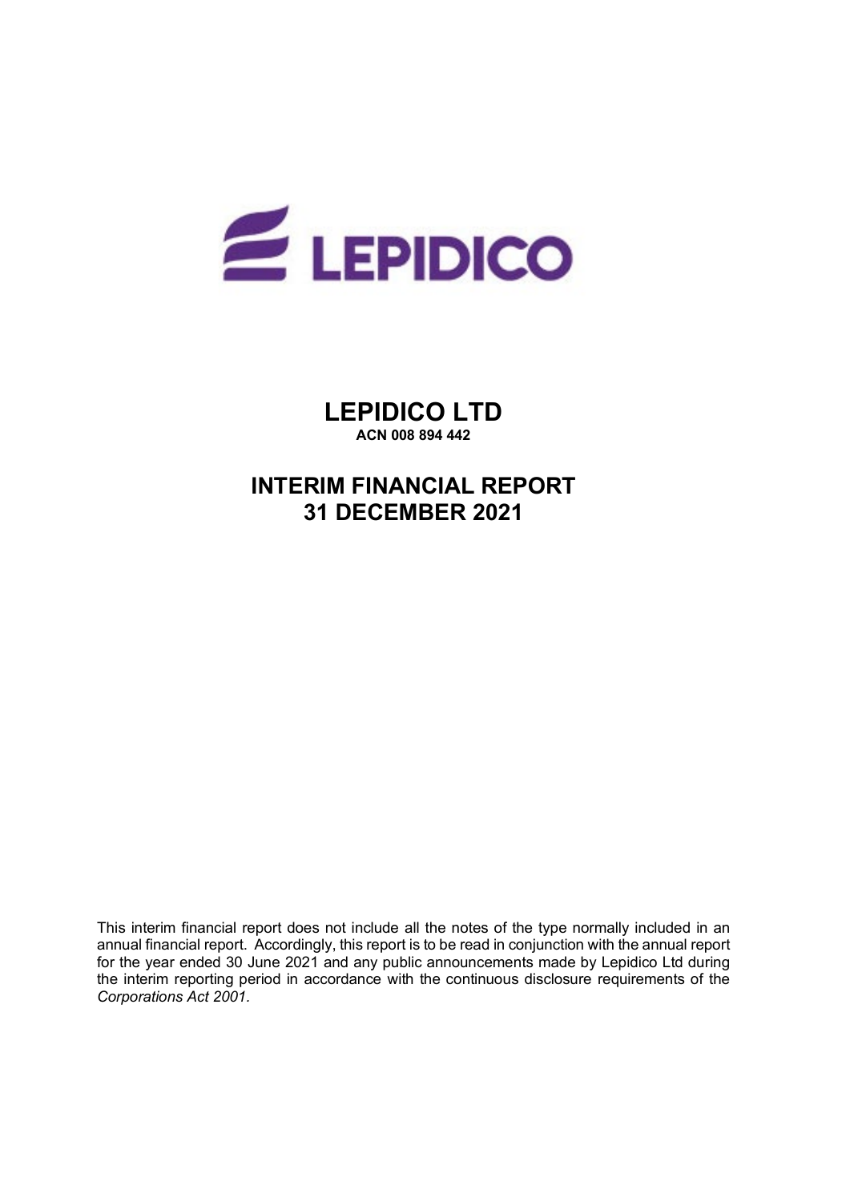# LEPIDICO LTD

**ACN 008 894 442**

# INTERIM FINANCIAL REPORT
# 31 DECEMBER 2021

This interim financial report does not include all the notes of the type normally included in an annual financial report. Accordingly, this report is to be read in conjunction with the annual report for the year ended 30 June 2021 and any public announcements made by Lepidico Ltd during the interim reporting period in accordance with the continuous disclosure requirements of the *Corporations Act 2001.*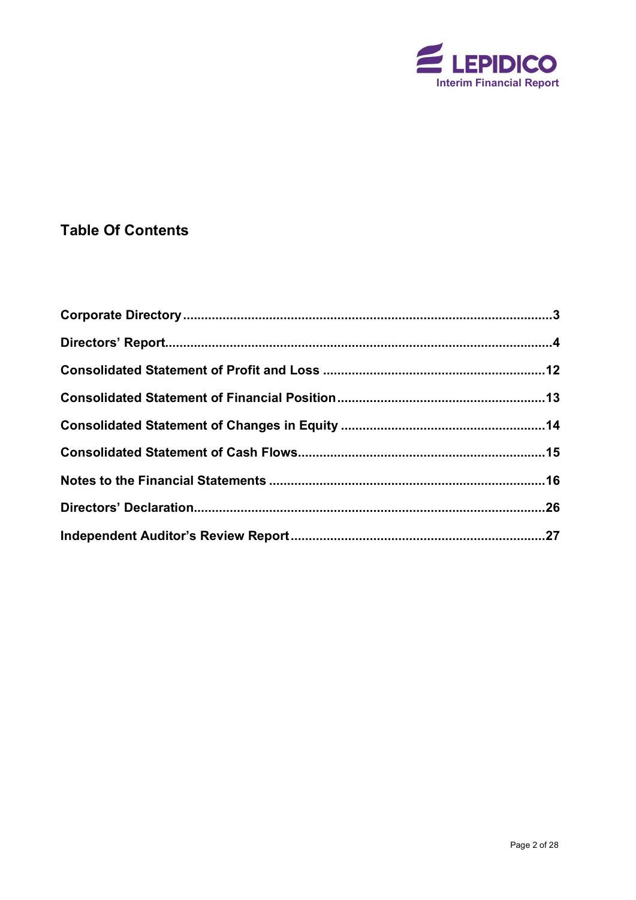## Table Of Contents

| | |
|---|---|
| **Corporate Directory** | **3** |
| **Directors' Report** | **4** |
| **Consolidated Statement of Profit and Loss** | **12** |
| **Consolidated Statement of Financial Position** | **13** |
| **Consolidated Statement of Changes in Equity** | **14** |
| **Consolidated Statement of Cash Flows** | **15** |
| **Notes to the Financial Statements** | **16** |
| **Directors' Declaration** | **26** |
| **Independent Auditor's Review Report** | **27** |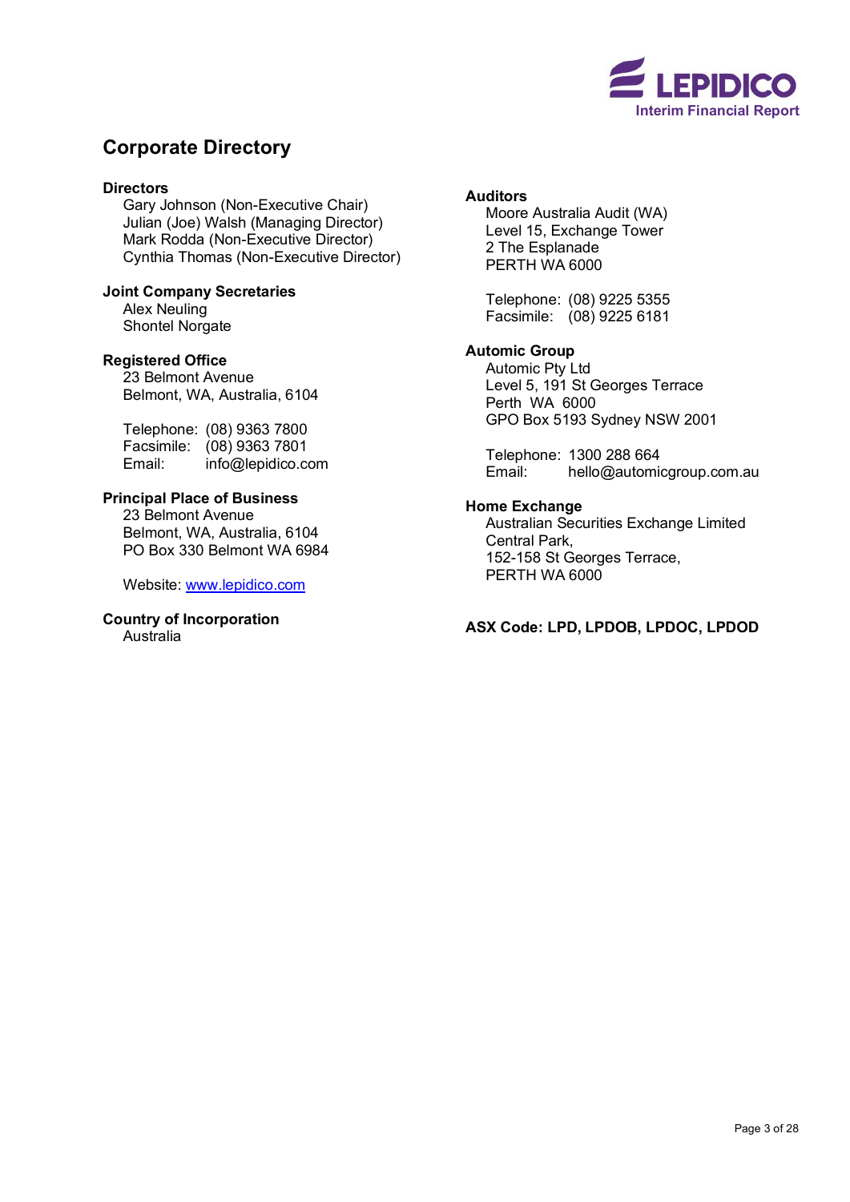# Corporate Directory

**Directors**
Gary Johnson (Non-Executive Chair)
Julian (Joe) Walsh (Managing Director)
Mark Rodda (Non-Executive Director)
Cynthia Thomas (Non-Executive Director)

**Joint Company Secretaries**
Alex Neuling
Shontel Norgate

**Registered Office**
23 Belmont Avenue
Belmont, WA, Australia, 6104

Telephone: (08) 9363 7800
Facsimile: (08) 9363 7801
Email: info@lepidico.com

**Principal Place of Business**
23 Belmont Avenue
Belmont, WA, Australia, 6104
PO Box 330 Belmont WA 6984

Website: www.lepidico.com

**Country of Incorporation**
Australia

**Auditors**
Moore Australia Audit (WA)
Level 15, Exchange Tower
2 The Esplanade
PERTH WA 6000

Telephone: (08) 9225 5355
Facsimile: (08) 9225 6181

**Automic Group**
Automic Pty Ltd
Level 5, 191 St Georges Terrace
Perth WA 6000
GPO Box 5193 Sydney NSW 2001

Telephone: 1300 288 664
Email: hello@automicgroup.com.au

**Home Exchange**
Australian Securities Exchange Limited
Central Park,
152-158 St Georges Terrace,
PERTH WA 6000

**ASX Code: LPD, LPDOB, LPDOC, LPDOD**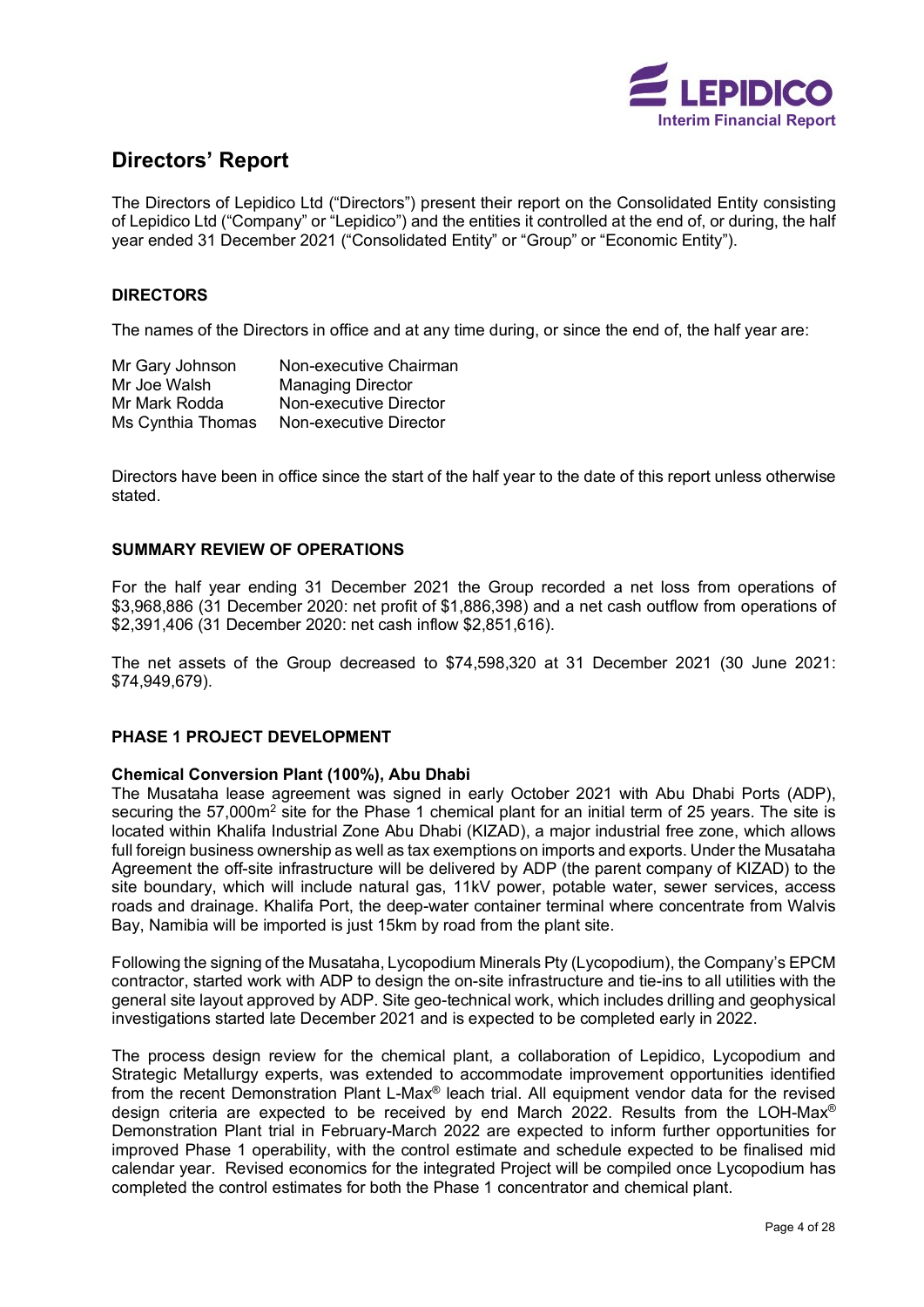# Directors' Report

The Directors of Lepidico Ltd ("Directors") present their report on the Consolidated Entity consisting of Lepidico Ltd ("Company" or "Lepidico") and the entities it controlled at the end of, or during, the half year ended 31 December 2021 ("Consolidated Entity" or "Group" or "Economic Entity").

## DIRECTORS

The names of the Directors in office and at any time during, or since the end of, the half year are:

| | |
|---|---|
| Mr Gary Johnson | Non-executive Chairman |
| Mr Joe Walsh | Managing Director |
| Mr Mark Rodda | Non-executive Director |
| Ms Cynthia Thomas | Non-executive Director |

Directors have been in office since the start of the half year to the date of this report unless otherwise stated.

## SUMMARY REVIEW OF OPERATIONS

For the half year ending 31 December 2021 the Group recorded a net loss from operations of \$3,968,886 (31 December 2020: net profit of \$1,886,398) and a net cash outflow from operations of \$2,391,406 (31 December 2020: net cash inflow \$2,851,616).

The net assets of the Group decreased to \$74,598,320 at 31 December 2021 (30 June 2021: \$74,949,679).

## PHASE 1 PROJECT DEVELOPMENT

### Chemical Conversion Plant (100%), Abu Dhabi

The Musataha lease agreement was signed in early October 2021 with Abu Dhabi Ports (ADP), securing the 57,000m$^2$ site for the Phase 1 chemical plant for an initial term of 25 years. The site is located within Khalifa Industrial Zone Abu Dhabi (KIZAD), a major industrial free zone, which allows full foreign business ownership as well as tax exemptions on imports and exports. Under the Musataha Agreement the off-site infrastructure will be delivered by ADP (the parent company of KIZAD) to the site boundary, which will include natural gas, 11kV power, potable water, sewer services, access roads and drainage. Khalifa Port, the deep-water container terminal where concentrate from Walvis Bay, Namibia will be imported is just 15km by road from the plant site.

Following the signing of the Musataha, Lycopodium Minerals Pty (Lycopodium), the Company's EPCM contractor, started work with ADP to design the on-site infrastructure and tie-ins to all utilities with the general site layout approved by ADP. Site geo-technical work, which includes drilling and geophysical investigations started late December 2021 and is expected to be completed early in 2022.

The process design review for the chemical plant, a collaboration of Lepidico, Lycopodium and Strategic Metallurgy experts, was extended to accommodate improvement opportunities identified from the recent Demonstration Plant L-Max® leach trial. All equipment vendor data for the revised design criteria are expected to be received by end March 2022. Results from the LOH-Max® Demonstration Plant trial in February-March 2022 are expected to inform further opportunities for improved Phase 1 operability, with the control estimate and schedule expected to be finalised mid calendar year. Revised economics for the integrated Project will be compiled once Lycopodium has completed the control estimates for both the Phase 1 concentrator and chemical plant.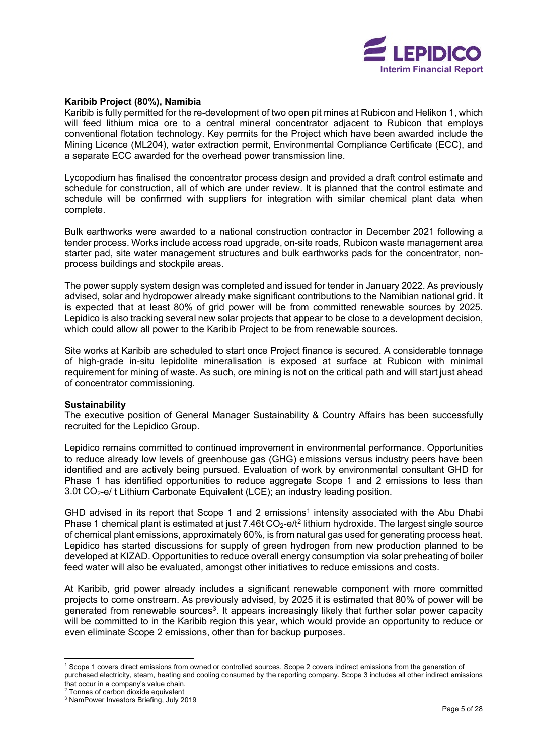**Karibib Project (80%), Namibia**

Karibib is fully permitted for the re-development of two open pit mines at Rubicon and Helikon 1, which will feed lithium mica ore to a central mineral concentrator adjacent to Rubicon that employs conventional flotation technology. Key permits for the Project which have been awarded include the Mining Licence (ML204), water extraction permit, Environmental Compliance Certificate (ECC), and a separate ECC awarded for the overhead power transmission line.

Lycopodium has finalised the concentrator process design and provided a draft control estimate and schedule for construction, all of which are under review. It is planned that the control estimate and schedule will be confirmed with suppliers for integration with similar chemical plant data when complete.

Bulk earthworks were awarded to a national construction contractor in December 2021 following a tender process. Works include access road upgrade, on-site roads, Rubicon waste management area starter pad, site water management structures and bulk earthworks pads for the concentrator, non-process buildings and stockpile areas.

The power supply system design was completed and issued for tender in January 2022. As previously advised, solar and hydropower already make significant contributions to the Namibian national grid. It is expected that at least 80% of grid power will be from committed renewable sources by 2025. Lepidico is also tracking several new solar projects that appear to be close to a development decision, which could allow all power to the Karibib Project to be from renewable sources.

Site works at Karibib are scheduled to start once Project finance is secured. A considerable tonnage of high-grade in-situ lepidolite mineralisation is exposed at surface at Rubicon with minimal requirement for mining of waste. As such, ore mining is not on the critical path and will start just ahead of concentrator commissioning.

**Sustainability**

The executive position of General Manager Sustainability & Country Affairs has been successfully recruited for the Lepidico Group.

Lepidico remains committed to continued improvement in environmental performance. Opportunities to reduce already low levels of greenhouse gas (GHG) emissions versus industry peers have been identified and are actively being pursued. Evaluation of work by environmental consultant GHD for Phase 1 has identified opportunities to reduce aggregate Scope 1 and 2 emissions to less than 3.0t $CO_2$-e/ t Lithium Carbonate Equivalent (LCE); an industry leading position.

GHD advised in its report that Scope 1 and 2 emissions[1] intensity associated with the Abu Dhabi Phase 1 chemical plant is estimated at just 7.46t $CO_2$-e/t[2] lithium hydroxide. The largest single source of chemical plant emissions, approximately 60%, is from natural gas used for generating process heat. Lepidico has started discussions for supply of green hydrogen from new production planned to be developed at KIZAD. Opportunities to reduce overall energy consumption via solar preheating of boiler feed water will also be evaluated, amongst other initiatives to reduce emissions and costs.

At Karibib, grid power already includes a significant renewable component with more committed projects to come onstream. As previously advised, by 2025 it is estimated that 80% of power will be generated from renewable sources[3]. It appears increasingly likely that further solar power capacity will be committed to in the Karibib region this year, which would provide an opportunity to reduce or even eliminate Scope 2 emissions, other than for backup purposes.

---

[1] Scope 1 covers direct emissions from owned or controlled sources. Scope 2 covers indirect emissions from the generation of purchased electricity, steam, heating and cooling consumed by the reporting company. Scope 3 includes all other indirect emissions that occur in a company's value chain.

[2] Tonnes of carbon dioxide equivalent

[3] NamPower Investors Briefing, July 2019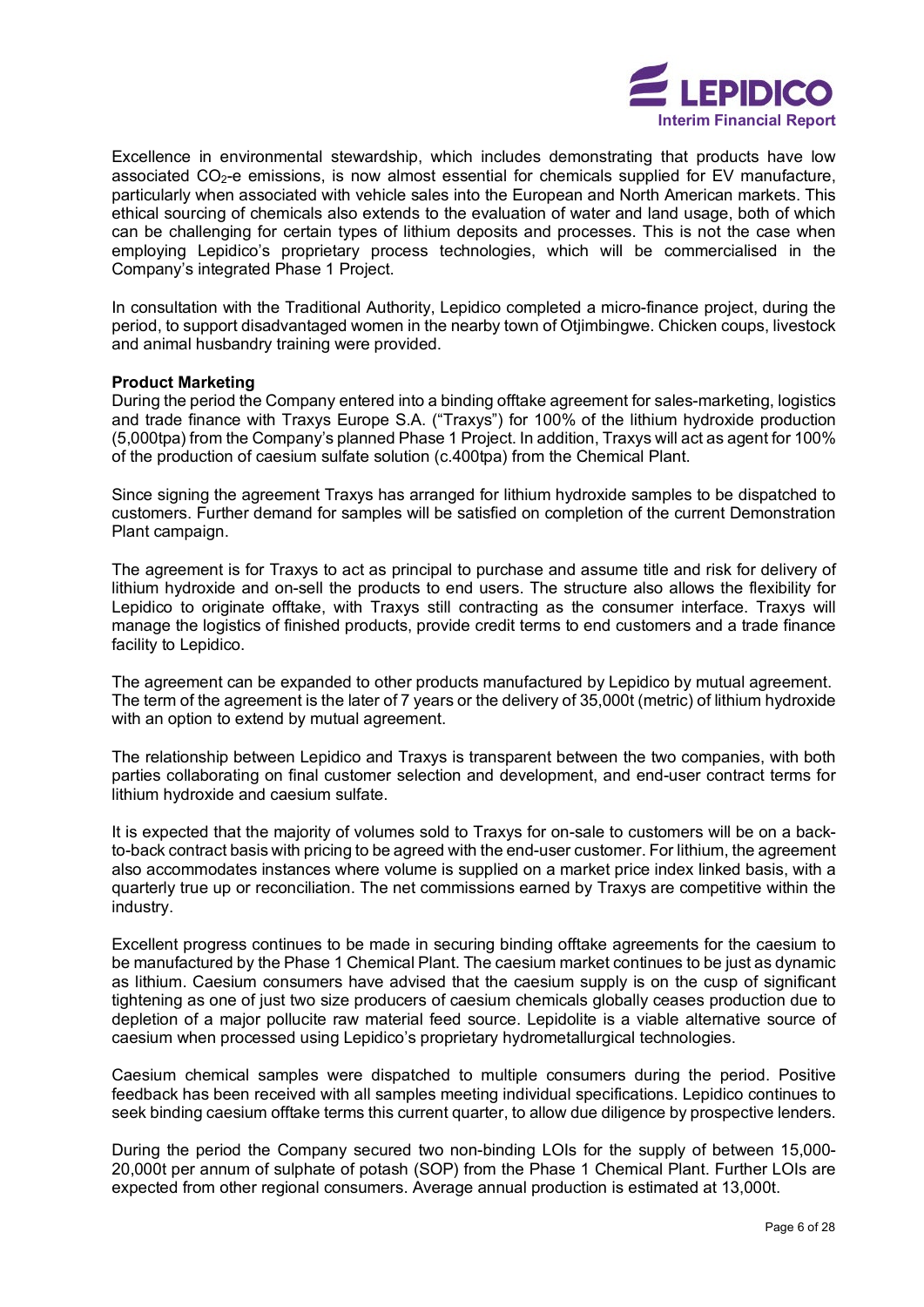Excellence in environmental stewardship, which includes demonstrating that products have low associated $CO_2$-e emissions, is now almost essential for chemicals supplied for EV manufacture, particularly when associated with vehicle sales into the European and North American markets. This ethical sourcing of chemicals also extends to the evaluation of water and land usage, both of which can be challenging for certain types of lithium deposits and processes. This is not the case when employing Lepidico's proprietary process technologies, which will be commercialised in the Company's integrated Phase 1 Project.

In consultation with the Traditional Authority, Lepidico completed a micro-finance project, during the period, to support disadvantaged women in the nearby town of Otjimbingwe. Chicken coups, livestock and animal husbandry training were provided.

**Product Marketing**

During the period the Company entered into a binding offtake agreement for sales-marketing, logistics and trade finance with Traxys Europe S.A. ("Traxys") for 100% of the lithium hydroxide production (5,000tpa) from the Company's planned Phase 1 Project. In addition, Traxys will act as agent for 100% of the production of caesium sulfate solution (c.400tpa) from the Chemical Plant.

Since signing the agreement Traxys has arranged for lithium hydroxide samples to be dispatched to customers. Further demand for samples will be satisfied on completion of the current Demonstration Plant campaign.

The agreement is for Traxys to act as principal to purchase and assume title and risk for delivery of lithium hydroxide and on-sell the products to end users. The structure also allows the flexibility for Lepidico to originate offtake, with Traxys still contracting as the consumer interface. Traxys will manage the logistics of finished products, provide credit terms to end customers and a trade finance facility to Lepidico.

The agreement can be expanded to other products manufactured by Lepidico by mutual agreement. The term of the agreement is the later of 7 years or the delivery of 35,000t (metric) of lithium hydroxide with an option to extend by mutual agreement.

The relationship between Lepidico and Traxys is transparent between the two companies, with both parties collaborating on final customer selection and development, and end-user contract terms for lithium hydroxide and caesium sulfate.

It is expected that the majority of volumes sold to Traxys for on-sale to customers will be on a back-to-back contract basis with pricing to be agreed with the end-user customer. For lithium, the agreement also accommodates instances where volume is supplied on a market price index linked basis, with a quarterly true up or reconciliation. The net commissions earned by Traxys are competitive within the industry.

Excellent progress continues to be made in securing binding offtake agreements for the caesium to be manufactured by the Phase 1 Chemical Plant. The caesium market continues to be just as dynamic as lithium. Caesium consumers have advised that the caesium supply is on the cusp of significant tightening as one of just two size producers of caesium chemicals globally ceases production due to depletion of a major pollucite raw material feed source. Lepidolite is a viable alternative source of caesium when processed using Lepidico's proprietary hydrometallurgical technologies.

Caesium chemical samples were dispatched to multiple consumers during the period. Positive feedback has been received with all samples meeting individual specifications. Lepidico continues to seek binding caesium offtake terms this current quarter, to allow due diligence by prospective lenders.

During the period the Company secured two non-binding LOIs for the supply of between 15,000-20,000t per annum of sulphate of potash (SOP) from the Phase 1 Chemical Plant. Further LOIs are expected from other regional consumers. Average annual production is estimated at 13,000t.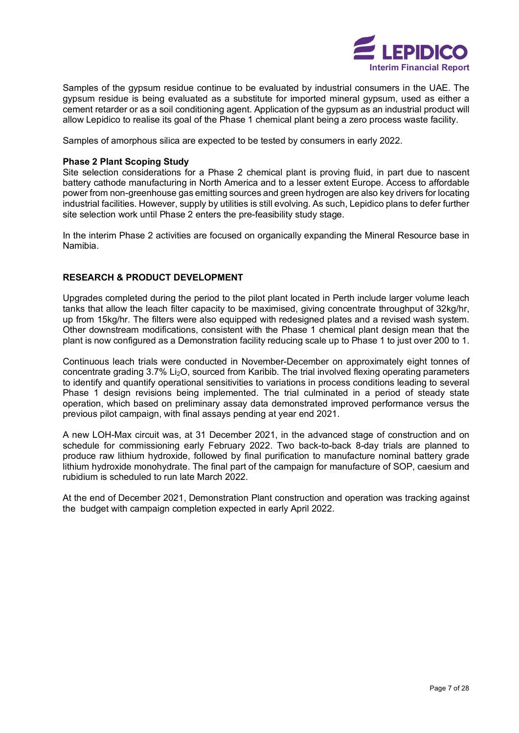Samples of the gypsum residue continue to be evaluated by industrial consumers in the UAE. The gypsum residue is being evaluated as a substitute for imported mineral gypsum, used as either a cement retarder or as a soil conditioning agent. Application of the gypsum as an industrial product will allow Lepidico to realise its goal of the Phase 1 chemical plant being a zero process waste facility.

Samples of amorphous silica are expected to be tested by consumers in early 2022.

**Phase 2 Plant Scoping Study**

Site selection considerations for a Phase 2 chemical plant is proving fluid, in part due to nascent battery cathode manufacturing in North America and to a lesser extent Europe. Access to affordable power from non-greenhouse gas emitting sources and green hydrogen are also key drivers for locating industrial facilities. However, supply by utilities is still evolving. As such, Lepidico plans to defer further site selection work until Phase 2 enters the pre-feasibility study stage.

In the interim Phase 2 activities are focused on organically expanding the Mineral Resource base in Namibia.

## RESEARCH & PRODUCT DEVELOPMENT

Upgrades completed during the period to the pilot plant located in Perth include larger volume leach tanks that allow the leach filter capacity to be maximised, giving concentrate throughput of 32kg/hr, up from 15kg/hr. The filters were also equipped with redesigned plates and a revised wash system. Other downstream modifications, consistent with the Phase 1 chemical plant design mean that the plant is now configured as a Demonstration facility reducing scale up to Phase 1 to just over 200 to 1.

Continuous leach trials were conducted in November-December on approximately eight tonnes of concentrate grading 3.7% $Li_2O$, sourced from Karibib. The trial involved flexing operating parameters to identify and quantify operational sensitivities to variations in process conditions leading to several Phase 1 design revisions being implemented. The trial culminated in a period of steady state operation, which based on preliminary assay data demonstrated improved performance versus the previous pilot campaign, with final assays pending at year end 2021.

A new LOH-Max circuit was, at 31 December 2021, in the advanced stage of construction and on schedule for commissioning early February 2022. Two back-to-back 8-day trials are planned to produce raw lithium hydroxide, followed by final purification to manufacture nominal battery grade lithium hydroxide monohydrate. The final part of the campaign for manufacture of SOP, caesium and rubidium is scheduled to run late March 2022.

At the end of December 2021, Demonstration Plant construction and operation was tracking against the budget with campaign completion expected in early April 2022.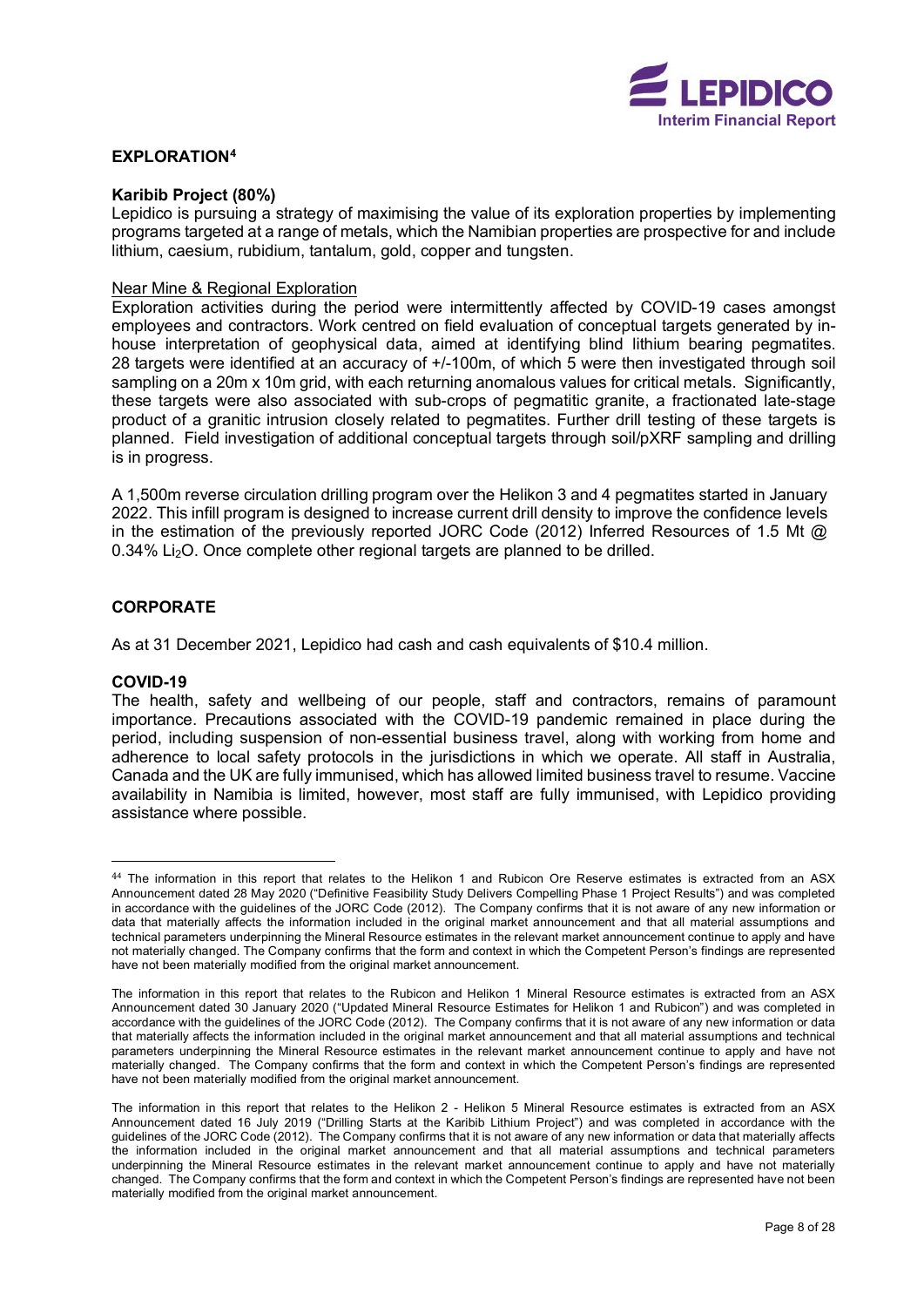## EXPLORATION[4]

### Karibib Project (80%)

Lepidico is pursuing a strategy of maximising the value of its exploration properties by implementing programs targeted at a range of metals, which the Namibian properties are prospective for and include lithium, caesium, rubidium, tantalum, gold, copper and tungsten.

Near Mine & Regional Exploration

Exploration activities during the period were intermittently affected by COVID-19 cases amongst employees and contractors. Work centred on field evaluation of conceptual targets generated by in-house interpretation of geophysical data, aimed at identifying blind lithium bearing pegmatites. 28 targets were identified at an accuracy of +/-100m, of which 5 were then investigated through soil sampling on a 20m x 10m grid, with each returning anomalous values for critical metals. Significantly, these targets were also associated with sub-crops of pegmatitic granite, a fractionated late-stage product of a granitic intrusion closely related to pegmatites. Further drill testing of these targets is planned. Field investigation of additional conceptual targets through soil/pXRF sampling and drilling is in progress.

A 1,500m reverse circulation drilling program over the Helikon 3 and 4 pegmatites started in January 2022. This infill program is designed to increase current drill density to improve the confidence levels in the estimation of the previously reported JORC Code (2012) Inferred Resources of 1.5 Mt @ 0.34% $Li_2O$. Once complete other regional targets are planned to be drilled.

## CORPORATE

As at 31 December 2021, Lepidico had cash and cash equivalents of $10.4 million.

### COVID-19

The health, safety and wellbeing of our people, staff and contractors, remains of paramount importance. Precautions associated with the COVID-19 pandemic remained in place during the period, including suspension of non-essential business travel, along with working from home and adherence to local safety protocols in the jurisdictions in which we operate. All staff in Australia, Canada and the UK are fully immunised, which has allowed limited business travel to resume. Vaccine availability in Namibia is limited, however, most staff are fully immunised, with Lepidico providing assistance where possible.

---

[4] The information in this report that relates to the Helikon 1 and Rubicon Ore Reserve estimates is extracted from an ASX Announcement dated 28 May 2020 ("Definitive Feasibility Study Delivers Compelling Phase 1 Project Results") and was completed in accordance with the guidelines of the JORC Code (2012). The Company confirms that it is not aware of any new information or data that materially affects the information included in the original market announcement and that all material assumptions and technical parameters underpinning the Mineral Resource estimates in the relevant market announcement continue to apply and have not materially changed. The Company confirms that the form and context in which the Competent Person's findings are represented have not been materially modified from the original market announcement.

The information in this report that relates to the Rubicon and Helikon 1 Mineral Resource estimates is extracted from an ASX Announcement dated 30 January 2020 ("Updated Mineral Resource Estimates for Helikon 1 and Rubicon") and was completed in accordance with the guidelines of the JORC Code (2012). The Company confirms that it is not aware of any new information or data that materially affects the information included in the original market announcement and that all material assumptions and technical parameters underpinning the Mineral Resource estimates in the relevant market announcement continue to apply and have not materially changed. The Company confirms that the form and context in which the Competent Person's findings are represented have not been materially modified from the original market announcement.

The information in this report that relates to the Helikon 2 - Helikon 5 Mineral Resource estimates is extracted from an ASX Announcement dated 16 July 2019 ("Drilling Starts at the Karibib Lithium Project") and was completed in accordance with the guidelines of the JORC Code (2012). The Company confirms that it is not aware of any new information or data that materially affects the information included in the original market announcement and that all material assumptions and technical parameters underpinning the Mineral Resource estimates in the relevant market announcement continue to apply and have not materially changed. The Company confirms that the form and context in which the Competent Person's findings are represented have not been materially modified from the original market announcement.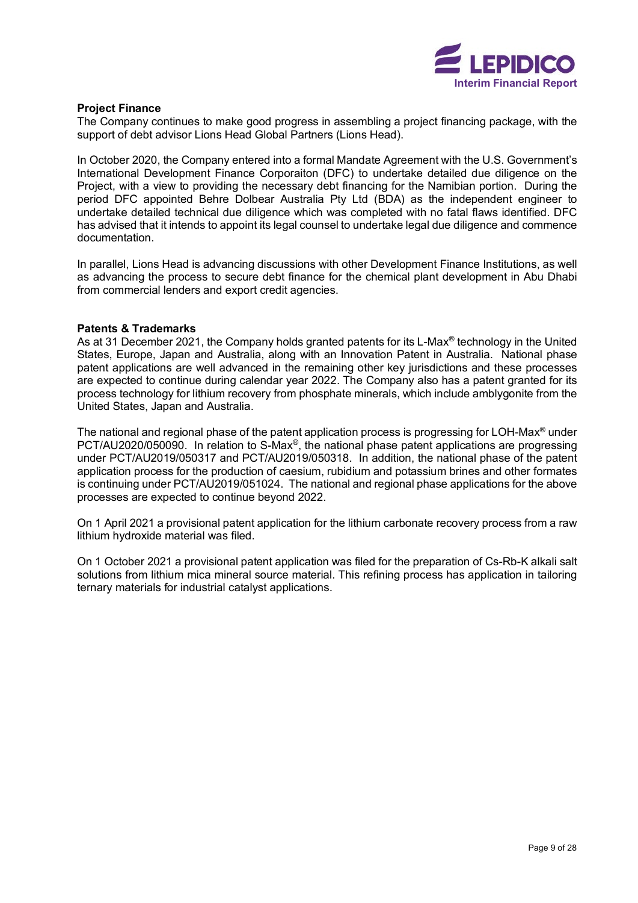**Project Finance**

The Company continues to make good progress in assembling a project financing package, with the support of debt advisor Lions Head Global Partners (Lions Head).

In October 2020, the Company entered into a formal Mandate Agreement with the U.S. Government's International Development Finance Corporaiton (DFC) to undertake detailed due diligence on the Project, with a view to providing the necessary debt financing for the Namibian portion. During the period DFC appointed Behre Dolbear Australia Pty Ltd (BDA) as the independent engineer to undertake detailed technical due diligence which was completed with no fatal flaws identified. DFC has advised that it intends to appoint its legal counsel to undertake legal due diligence and commence documentation.

In parallel, Lions Head is advancing discussions with other Development Finance Institutions, as well as advancing the process to secure debt finance for the chemical plant development in Abu Dhabi from commercial lenders and export credit agencies.

**Patents & Trademarks**

As at 31 December 2021, the Company holds granted patents for its L-Max® technology in the United States, Europe, Japan and Australia, along with an Innovation Patent in Australia. National phase patent applications are well advanced in the remaining other key jurisdictions and these processes are expected to continue during calendar year 2022. The Company also has a patent granted for its process technology for lithium recovery from phosphate minerals, which include amblygonite from the United States, Japan and Australia.

The national and regional phase of the patent application process is progressing for LOH-Max® under PCT/AU2020/050090. In relation to S-Max®, the national phase patent applications are progressing under PCT/AU2019/050317 and PCT/AU2019/050318. In addition, the national phase of the patent application process for the production of caesium, rubidium and potassium brines and other formates is continuing under PCT/AU2019/051024. The national and regional phase applications for the above processes are expected to continue beyond 2022.

On 1 April 2021 a provisional patent application for the lithium carbonate recovery process from a raw lithium hydroxide material was filed.

On 1 October 2021 a provisional patent application was filed for the preparation of Cs-Rb-K alkali salt solutions from lithium mica mineral source material. This refining process has application in tailoring ternary materials for industrial catalyst applications.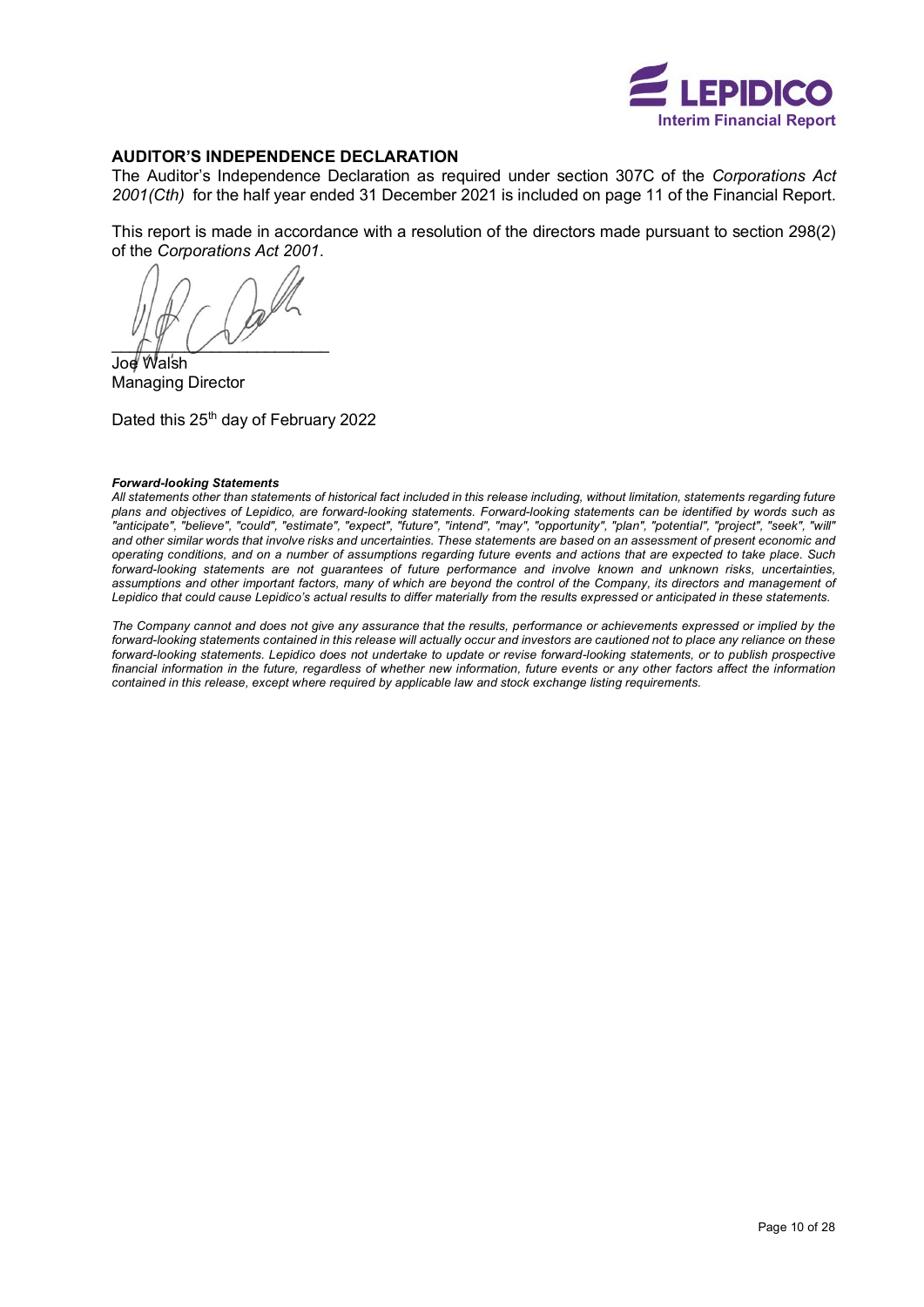## AUDITOR'S INDEPENDENCE DECLARATION

The Auditor's Independence Declaration as required under section 307C of the *Corporations Act 2001(Cth)* for the half year ended 31 December 2021 is included on page 11 of the Financial Report.

This report is made in accordance with a resolution of the directors made pursuant to section 298(2) of the *Corporations Act 2001*.

Joe Walsh
Managing Director

Dated this 25th day of February 2022

***Forward-looking Statements***

*All statements other than statements of historical fact included in this release including, without limitation, statements regarding future plans and objectives of Lepidico, are forward-looking statements. Forward-looking statements can be identified by words such as "anticipate", "believe", "could", "estimate", "expect", "future", "intend", "may", "opportunity", "plan", "potential", "project", "seek", "will" and other similar words that involve risks and uncertainties. These statements are based on an assessment of present economic and operating conditions, and on a number of assumptions regarding future events and actions that are expected to take place. Such forward-looking statements are not guarantees of future performance and involve known and unknown risks, uncertainties, assumptions and other important factors, many of which are beyond the control of the Company, its directors and management of Lepidico that could cause Lepidico's actual results to differ materially from the results expressed or anticipated in these statements.*

*The Company cannot and does not give any assurance that the results, performance or achievements expressed or implied by the forward-looking statements contained in this release will actually occur and investors are cautioned not to place any reliance on these forward-looking statements. Lepidico does not undertake to update or revise forward-looking statements, or to publish prospective financial information in the future, regardless of whether new information, future events or any other factors affect the information contained in this release, except where required by applicable law and stock exchange listing requirements.*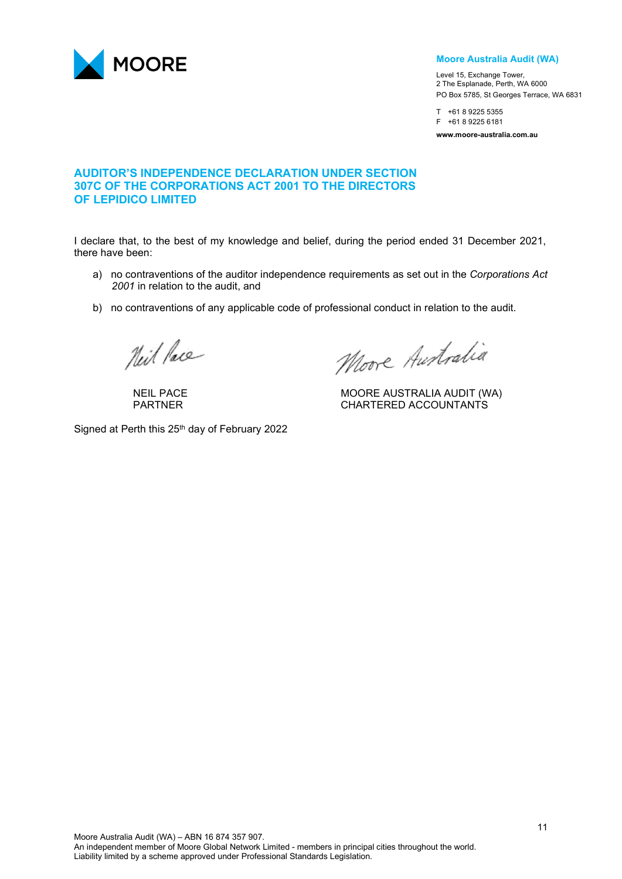**MOORE**

**Moore Australia Audit (WA)**

Level 15, Exchange Tower,
2 The Esplanade, Perth, WA 6000
PO Box 5785, St Georges Terrace, WA 6831

T +61 8 9225 5355
F +61 8 9225 6181

**www.moore-australia.com.au**

## AUDITOR'S INDEPENDENCE DECLARATION UNDER SECTION 307C OF THE CORPORATIONS ACT 2001 TO THE DIRECTORS OF LEPIDICO LIMITED

I declare that, to the best of my knowledge and belief, during the period ended 31 December 2021, there have been:

a) no contraventions of the auditor independence requirements as set out in the *Corporations Act 2001* in relation to the audit, and

b) no contraventions of any applicable code of professional conduct in relation to the audit.

NEIL PACE
PARTNER

MOORE AUSTRALIA AUDIT (WA)
CHARTERED ACCOUNTANTS

Signed at Perth this 25th day of February 2022

Moore Australia Audit (WA) – ABN 16 874 357 907.
An independent member of Moore Global Network Limited - members in principal cities throughout the world.
Liability limited by a scheme approved under Professional Standards Legislation.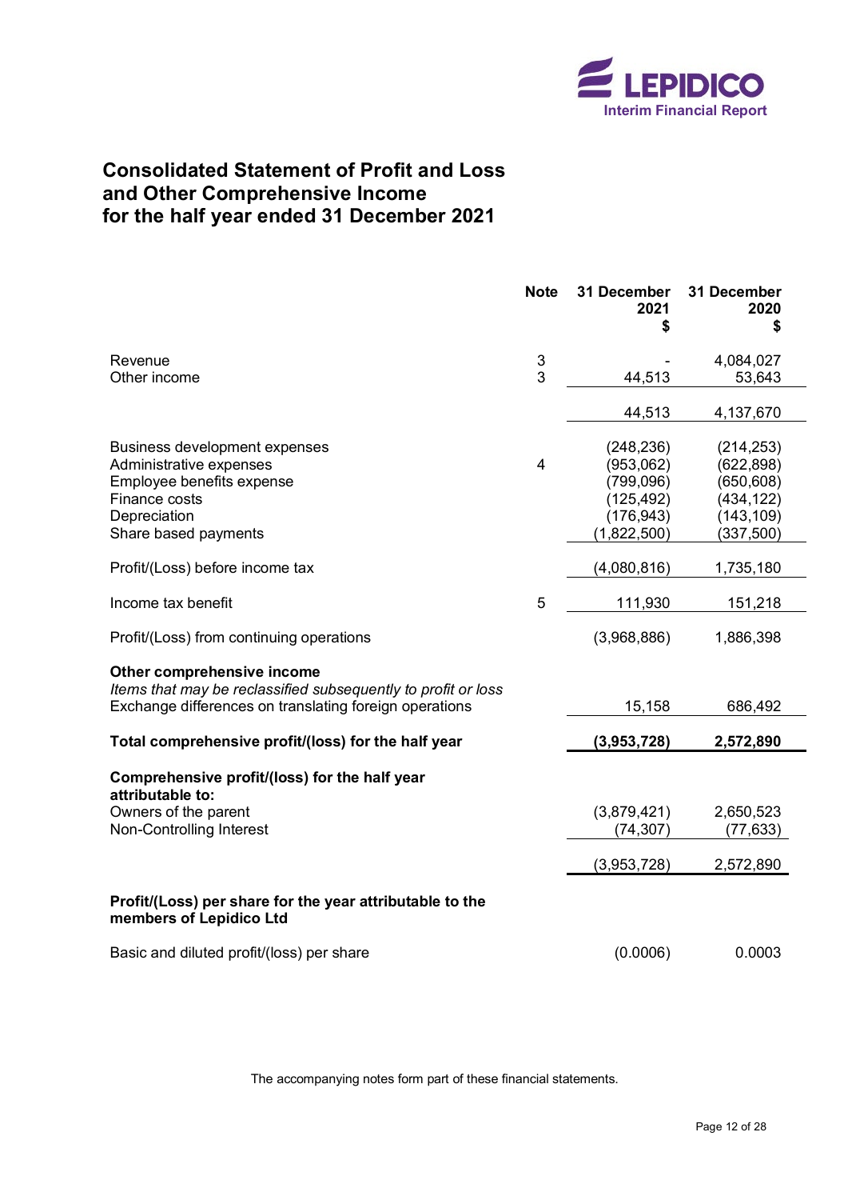# Consolidated Statement of Profit and Loss and Other Comprehensive Income for the half year ended 31 December 2021

| | Note | 31 December 2021 $ | 31 December 2020 $ |
|---|---|---|---|
| Revenue | 3 | - | 4,084,027 |
| Other income | 3 | 44,513 | 53,643 |
| | | 44,513 | 4,137,670 |
| Business development expenses | | (248,236) | (214,253) |
| Administrative expenses | 4 | (953,062) | (622,898) |
| Employee benefits expense | | (799,096) | (650,608) |
| Finance costs | | (125,492) | (434,122) |
| Depreciation | | (176,943) | (143,109) |
| Share based payments | | (1,822,500) | (337,500) |
| Profit/(Loss) before income tax | | (4,080,816) | 1,735,180 |
| Income tax benefit | 5 | 111,930 | 151,218 |
| Profit/(Loss) from continuing operations | | (3,968,886) | 1,886,398 |
| **Other comprehensive income** | | | |
| *Items that may be reclassified subsequently to profit or loss* | | | |
| Exchange differences on translating foreign operations | | 15,158 | 686,492 |
| **Total comprehensive profit/(loss) for the half year** | | **(3,953,728)** | **2,572,890** |
| **Comprehensive profit/(loss) for the half year attributable to:** | | | |
| Owners of the parent | | (3,879,421) | 2,650,523 |
| Non-Controlling Interest | | (74,307) | (77,633) |
| | | (3,953,728) | 2,572,890 |
| **Profit/(Loss) per share for the year attributable to the members of Lepidico Ltd** | | | |
| Basic and diluted profit/(loss) per share | | (0.0006) | 0.0003 |

The accompanying notes form part of these financial statements.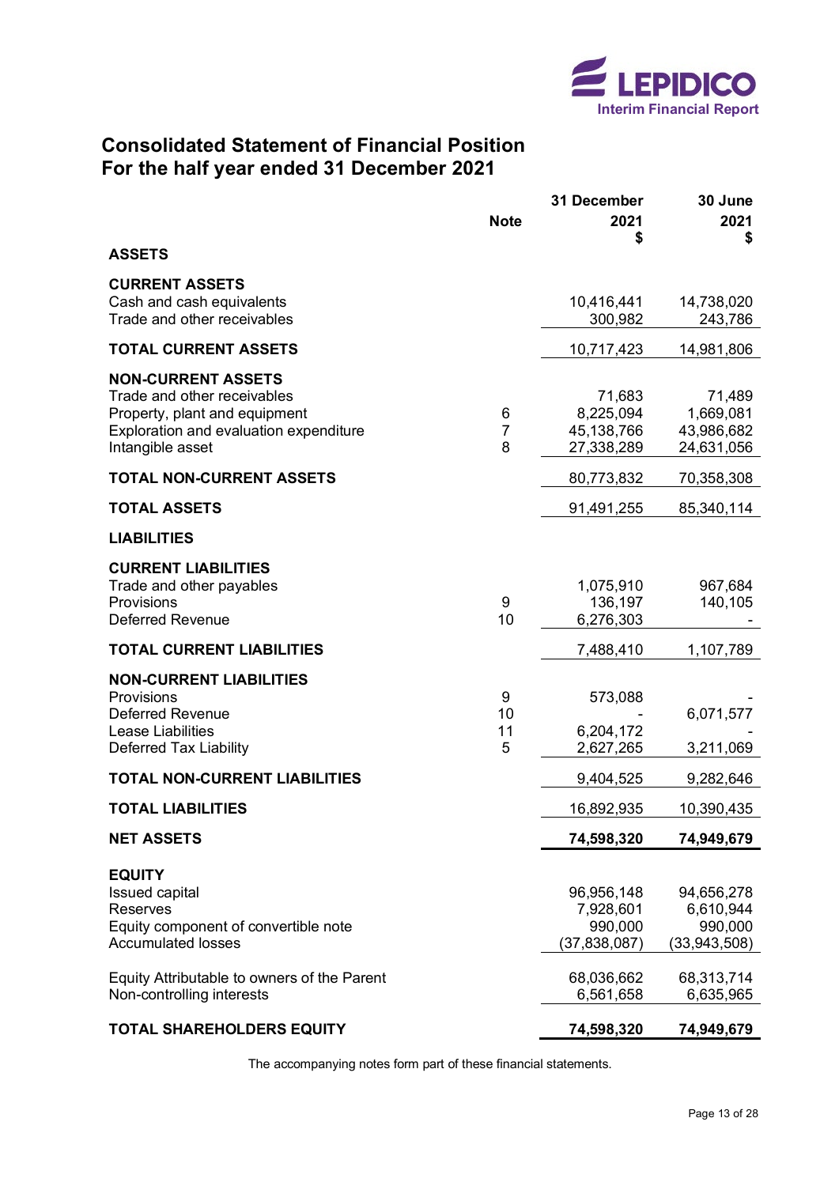# Consolidated Statement of Financial Position
## For the half year ended 31 December 2021

| | Note | 31 December 2021 $ | 30 June 2021 $ |
|---|---|---|---|
| **ASSETS** | | | |
| **CURRENT ASSETS** | | | |
| Cash and cash equivalents | | 10,416,441 | 14,738,020 |
| Trade and other receivables | | 300,982 | 243,786 |
| **TOTAL CURRENT ASSETS** | | 10,717,423 | 14,981,806 |
| **NON-CURRENT ASSETS** | | | |
| Trade and other receivables | | 71,683 | 71,489 |
| Property, plant and equipment | 6 | 8,225,094 | 1,669,081 |
| Exploration and evaluation expenditure | 7 | 45,138,766 | 43,986,682 |
| Intangible asset | 8 | 27,338,289 | 24,631,056 |
| **TOTAL NON-CURRENT ASSETS** | | 80,773,832 | 70,358,308 |
| **TOTAL ASSETS** | | 91,491,255 | 85,340,114 |
| **LIABILITIES** | | | |
| **CURRENT LIABILITIES** | | | |
| Trade and other payables | | 1,075,910 | 967,684 |
| Provisions | 9 | 136,197 | 140,105 |
| Deferred Revenue | 10 | 6,276,303 | - |
| **TOTAL CURRENT LIABILITIES** | | 7,488,410 | 1,107,789 |
| **NON-CURRENT LIABILITIES** | | | |
| Provisions | 9 | 573,088 | - |
| Deferred Revenue | 10 | - | 6,071,577 |
| Lease Liabilities | 11 | 6,204,172 | - |
| Deferred Tax Liability | 5 | 2,627,265 | 3,211,069 |
| **TOTAL NON-CURRENT LIABILITIES** | | 9,404,525 | 9,282,646 |
| **TOTAL LIABILITIES** | | 16,892,935 | 10,390,435 |
| **NET ASSETS** | | **74,598,320** | **74,949,679** |
| **EQUITY** | | | |
| Issued capital | | 96,956,148 | 94,656,278 |
| Reserves | | 7,928,601 | 6,610,944 |
| Equity component of convertible note | | 990,000 | 990,000 |
| Accumulated losses | | (37,838,087) | (33,943,508) |
| Equity Attributable to owners of the Parent | | 68,036,662 | 68,313,714 |
| Non-controlling interests | | 6,561,658 | 6,635,965 |
| **TOTAL SHAREHOLDERS EQUITY** | | **74,598,320** | **74,949,679** |

The accompanying notes form part of these financial statements.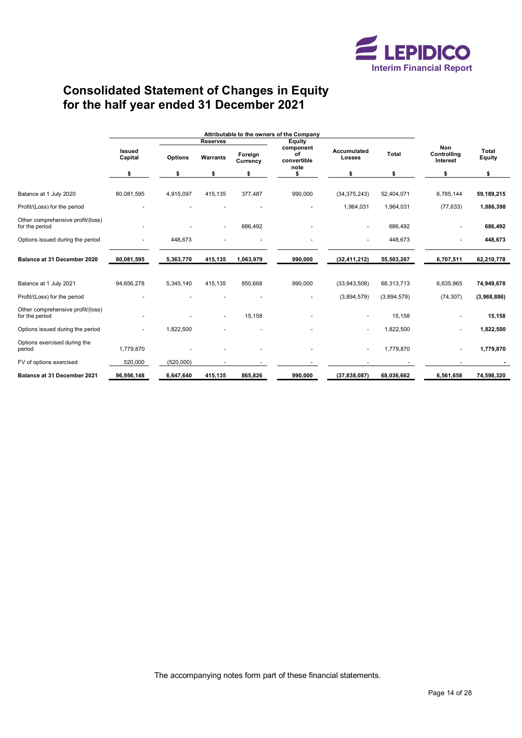# Consolidated Statement of Changes in Equity for the half year ended 31 December 2021

| | Attributable to the owners of the Company | | | | | | | | |
|---|---|---|---|---|---|---|---|---|---|
| | | Reserves | | | | | | | |
| | Issued Capital | Options | Warrants | Foreign Currency | Equity component of convertible note | Accumulated Losses | Total | Non Controlling Interest | Total Equity |
| | $ | $ | $ | $ | $ | $ | $ | $ | $ |
| Balance at 1 July 2020 | 80,081,595 | 4,915,097 | 415,135 | 377,487 | 990,000 | (34,375,243) | 52,404,071 | 6,785,144 | **59,189,215** |
| Profit/(Loss) for the period | - | - | - | - | - | 1,964,031 | 1,964,031 | (77,633) | **1,886,398** |
| Other comprehensive profit/(loss) for the period | - | - | - | 686,492 | - | - | 686,492 | - | **686,492** |
| Options issued during the period | - | 448,673 | - | - | - | - | 448,673 | - | **448,673** |
| **Balance at 31 December 2020** | **80,081,595** | **5,363,770** | **415,135** | **1,063,979** | **990,000** | **(32,411,212)** | **55,503,267** | **6,707,511** | **62,210,778** |
| Balance at 1 July 2021 | 94,656,278 | 5,345,140 | 415,135 | 850,668 | 990,000 | (33,943,508) | 68,313,713 | 6,635,965 | **74,949,678** |
| Profit/(Loss) for the period | - | - | - | - | - | (3,894,579) | (3,894,579) | (74,307) | **(3,968,886)** |
| Other comprehensive profit/(loss) for the period | - | - | - | 15,158 | - | - | 15,158 | - | **15,158** |
| Options issued during the period | - | 1,822,500 | - | - | - | - | 1,822,500 | - | **1,822,500** |
| Options exercised during the period | 1,779,870 | - | - | - | - | - | 1,779,870 | - | **1,779,870** |
| FV of options exercised | 520,000 | (520,000) | - | - | - | - | - | - | **-** |
| **Balance at 31 December 2021** | **96,956,148** | **6,647,640** | **415,135** | **865,826** | **990,000** | **(37,838,087)** | **68,036,662** | **6,561,658** | **74,598,320** |

The accompanying notes form part of these financial statements.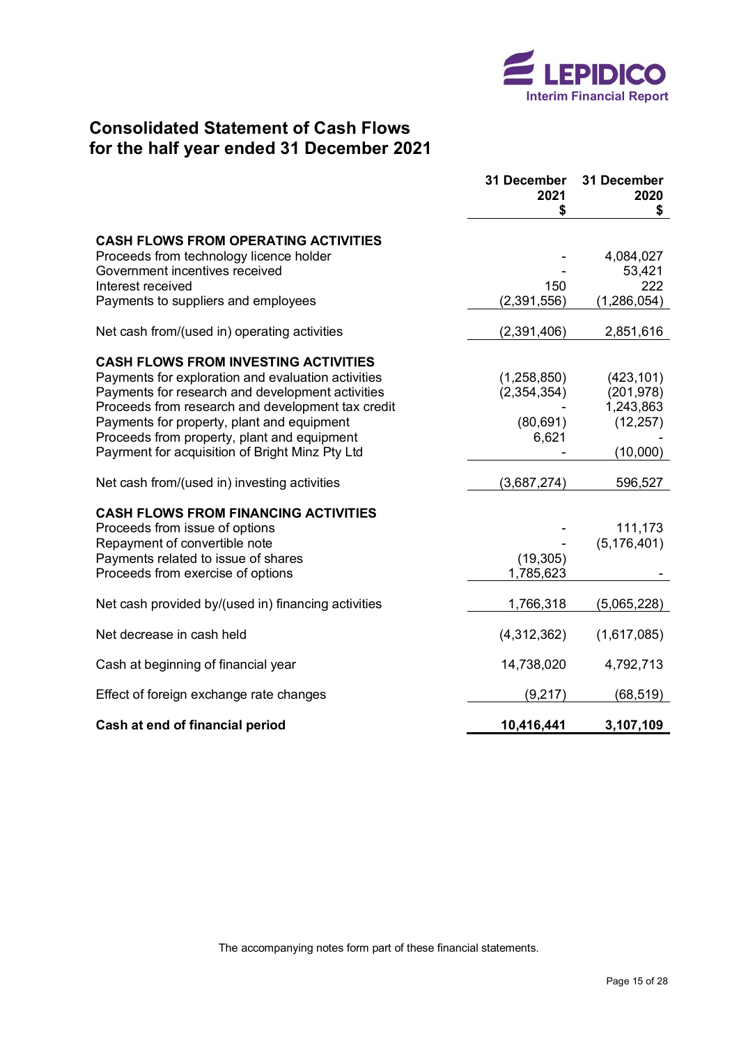# Consolidated Statement of Cash Flows for the half year ended 31 December 2021

| | 31 December 2021 $ | 31 December 2020 $ |
|---|---|---|
| **CASH FLOWS FROM OPERATING ACTIVITIES** | | |
| Proceeds from technology licence holder | - | 4,084,027 |
| Government incentives received | - | 53,421 |
| Interest received | 150 | 222 |
| Payments to suppliers and employees | (2,391,556) | (1,286,054) |
| Net cash from/(used in) operating activities | (2,391,406) | 2,851,616 |
| **CASH FLOWS FROM INVESTING ACTIVITIES** | | |
| Payments for exploration and evaluation activities | (1,258,850) | (423,101) |
| Payments for research and development activities | (2,354,354) | (201,978) |
| Proceeds from research and development tax credit | - | 1,243,863 |
| Payments for property, plant and equipment | (80,691) | (12,257) |
| Proceeds from property, plant and equipment | 6,621 | - |
| Payrment for acquisition of Bright Minz Pty Ltd | - | (10,000) |
| Net cash from/(used in) investing activities | (3,687,274) | 596,527 |
| **CASH FLOWS FROM FINANCING ACTIVITIES** | | |
| Proceeds from issue of options | - | 111,173 |
| Repayment of convertible note | - | (5,176,401) |
| Payments related to issue of shares | (19,305) | |
| Proceeds from exercise of options | 1,785,623 | - |
| Net cash provided by/(used in) financing activities | 1,766,318 | (5,065,228) |
| Net decrease in cash held | (4,312,362) | (1,617,085) |
| Cash at beginning of financial year | 14,738,020 | 4,792,713 |
| Effect of foreign exchange rate changes | (9,217) | (68,519) |
| **Cash at end of financial period** | **10,416,441** | **3,107,109** |

The accompanying notes form part of these financial statements.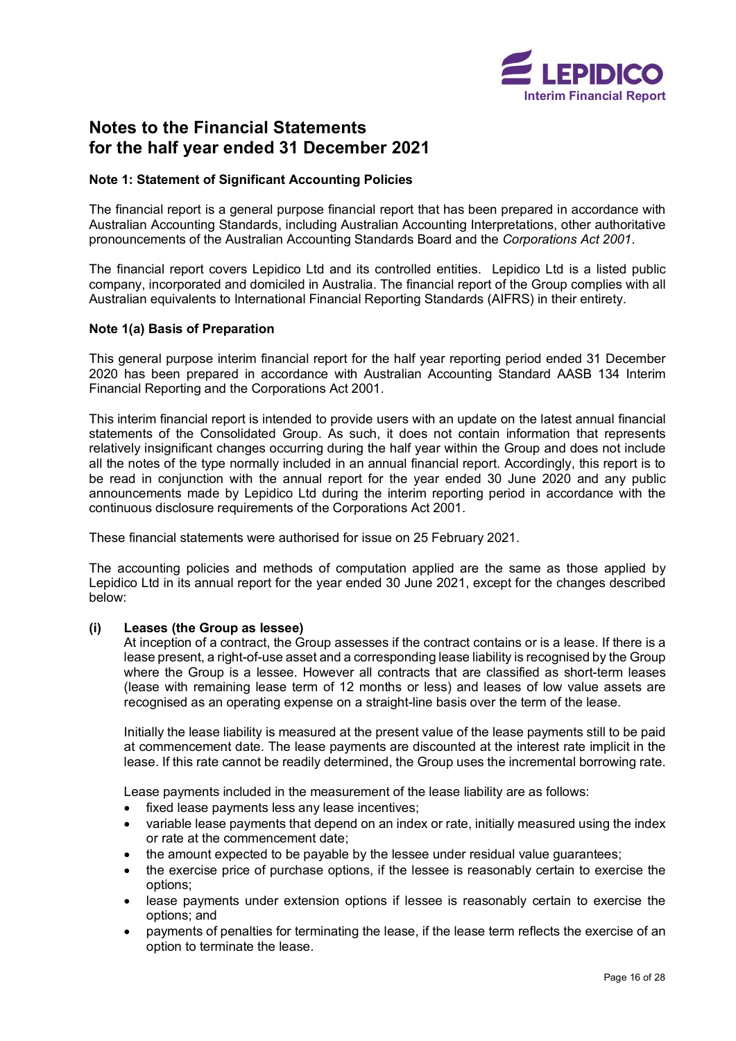# Notes to the Financial Statements for the half year ended 31 December 2021

### Note 1: Statement of Significant Accounting Policies

The financial report is a general purpose financial report that has been prepared in accordance with Australian Accounting Standards, including Australian Accounting Interpretations, other authoritative pronouncements of the Australian Accounting Standards Board and the *Corporations Act 2001*.

The financial report covers Lepidico Ltd and its controlled entities. Lepidico Ltd is a listed public company, incorporated and domiciled in Australia. The financial report of the Group complies with all Australian equivalents to International Financial Reporting Standards (AIFRS) in their entirety.

### Note 1(a) Basis of Preparation

This general purpose interim financial report for the half year reporting period ended 31 December 2020 has been prepared in accordance with Australian Accounting Standard AASB 134 Interim Financial Reporting and the Corporations Act 2001.

This interim financial report is intended to provide users with an update on the latest annual financial statements of the Consolidated Group. As such, it does not contain information that represents relatively insignificant changes occurring during the half year within the Group and does not include all the notes of the type normally included in an annual financial report. Accordingly, this report is to be read in conjunction with the annual report for the year ended 30 June 2020 and any public announcements made by Lepidico Ltd during the interim reporting period in accordance with the continuous disclosure requirements of the Corporations Act 2001.

These financial statements were authorised for issue on 25 February 2021.

The accounting policies and methods of computation applied are the same as those applied by Lepidico Ltd in its annual report for the year ended 30 June 2021, except for the changes described below:

**(i) Leases (the Group as lessee)**

At inception of a contract, the Group assesses if the contract contains or is a lease. If there is a lease present, a right-of-use asset and a corresponding lease liability is recognised by the Group where the Group is a lessee. However all contracts that are classified as short-term leases (lease with remaining lease term of 12 months or less) and leases of low value assets are recognised as an operating expense on a straight-line basis over the term of the lease.

Initially the lease liability is measured at the present value of the lease payments still to be paid at commencement date. The lease payments are discounted at the interest rate implicit in the lease. If this rate cannot be readily determined, the Group uses the incremental borrowing rate.

Lease payments included in the measurement of the lease liability are as follows:

- fixed lease payments less any lease incentives;
- variable lease payments that depend on an index or rate, initially measured using the index or rate at the commencement date;
- the amount expected to be payable by the lessee under residual value guarantees;
- the exercise price of purchase options, if the lessee is reasonably certain to exercise the options;
- lease payments under extension options if lessee is reasonably certain to exercise the options; and
- payments of penalties for terminating the lease, if the lease term reflects the exercise of an option to terminate the lease.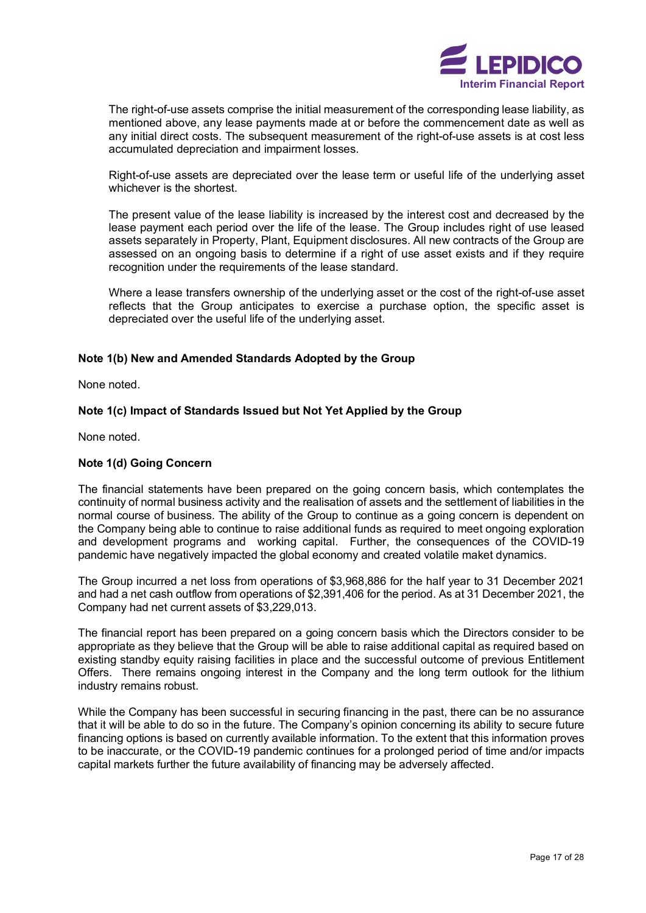The right-of-use assets comprise the initial measurement of the corresponding lease liability, as mentioned above, any lease payments made at or before the commencement date as well as any initial direct costs. The subsequent measurement of the right-of-use assets is at cost less accumulated depreciation and impairment losses.

Right-of-use assets are depreciated over the lease term or useful life of the underlying asset whichever is the shortest.

The present value of the lease liability is increased by the interest cost and decreased by the lease payment each period over the life of the lease. The Group includes right of use leased assets separately in Property, Plant, Equipment disclosures. All new contracts of the Group are assessed on an ongoing basis to determine if a right of use asset exists and if they require recognition under the requirements of the lease standard.

Where a lease transfers ownership of the underlying asset or the cost of the right-of-use asset reflects that the Group anticipates to exercise a purchase option, the specific asset is depreciated over the useful life of the underlying asset.

**Note 1(b) New and Amended Standards Adopted by the Group**

None noted.

**Note 1(c) Impact of Standards Issued but Not Yet Applied by the Group**

None noted.

**Note 1(d) Going Concern**

The financial statements have been prepared on the going concern basis, which contemplates the continuity of normal business activity and the realisation of assets and the settlement of liabilities in the normal course of business. The ability of the Group to continue as a going concern is dependent on the Company being able to continue to raise additional funds as required to meet ongoing exploration and development programs and working capital. Further, the consequences of the COVID-19 pandemic have negatively impacted the global economy and created volatile maket dynamics.

The Group incurred a net loss from operations of $3,968,886 for the half year to 31 December 2021 and had a net cash outflow from operations of $2,391,406 for the period. As at 31 December 2021, the Company had net current assets of $3,229,013.

The financial report has been prepared on a going concern basis which the Directors consider to be appropriate as they believe that the Group will be able to raise additional capital as required based on existing standby equity raising facilities in place and the successful outcome of previous Entitlement Offers. There remains ongoing interest in the Company and the long term outlook for the lithium industry remains robust.

While the Company has been successful in securing financing in the past, there can be no assurance that it will be able to do so in the future. The Company's opinion concerning its ability to secure future financing options is based on currently available information. To the extent that this information proves to be inaccurate, or the COVID-19 pandemic continues for a prolonged period of time and/or impacts capital markets further the future availability of financing may be adversely affected.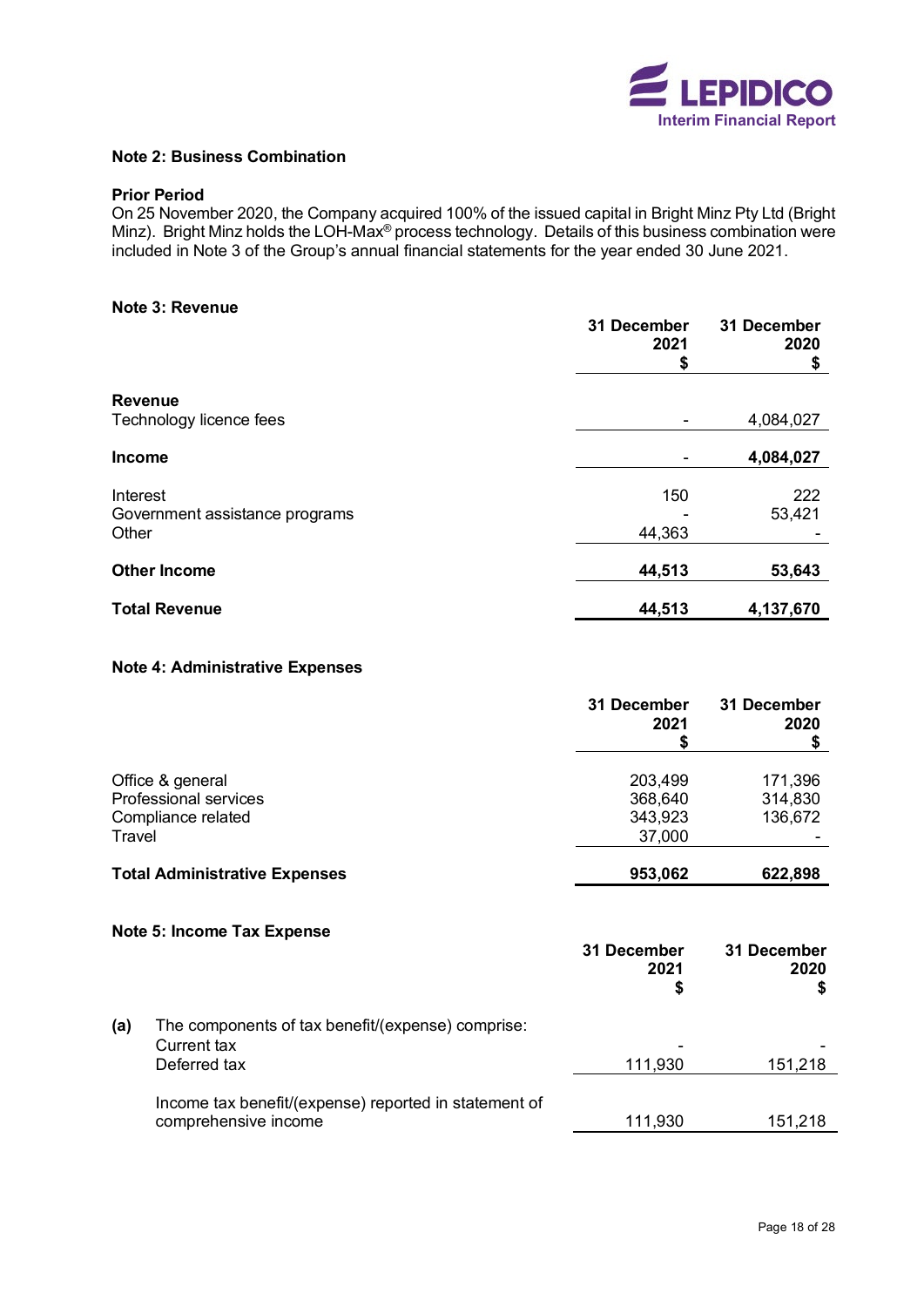## Note 2: Business Combination

### Prior Period

On 25 November 2020, the Company acquired 100% of the issued capital in Bright Minz Pty Ltd (Bright Minz). Bright Minz holds the LOH-Max® process technology. Details of this business combination were included in Note 3 of the Group's annual financial statements for the year ended 30 June 2021.

## Note 3: Revenue

| | 31 December 2021 $ | 31 December 2020 $ |
|---|---|---|
| **Revenue** | | |
| Technology licence fees | - | 4,084,027 |
| **Income** | **-** | **4,084,027** |
| Interest | 150 | 222 |
| Government assistance programs | - | 53,421 |
| Other | 44,363 | - |
| **Other Income** | **44,513** | **53,643** |
| **Total Revenue** | **44,513** | **4,137,670** |

## Note 4: Administrative Expenses

| | 31 December 2021 $ | 31 December 2020 $ |
|---|---|---|
| Office & general | 203,499 | 171,396 |
| Professional services | 368,640 | 314,830 |
| Compliance related | 343,923 | 136,672 |
| Travel | 37,000 | - |
| **Total Administrative Expenses** | **953,062** | **622,898** |

## Note 5: Income Tax Expense

| | | 31 December 2021 $ | 31 December 2020 $ |
|---|---|---|---|
| **(a)** | The components of tax benefit/(expense) comprise: | | |
| | Current tax | - | - |
| | Deferred tax | 111,930 | 151,218 |
| | Income tax benefit/(expense) reported in statement of comprehensive income | 111,930 | 151,218 |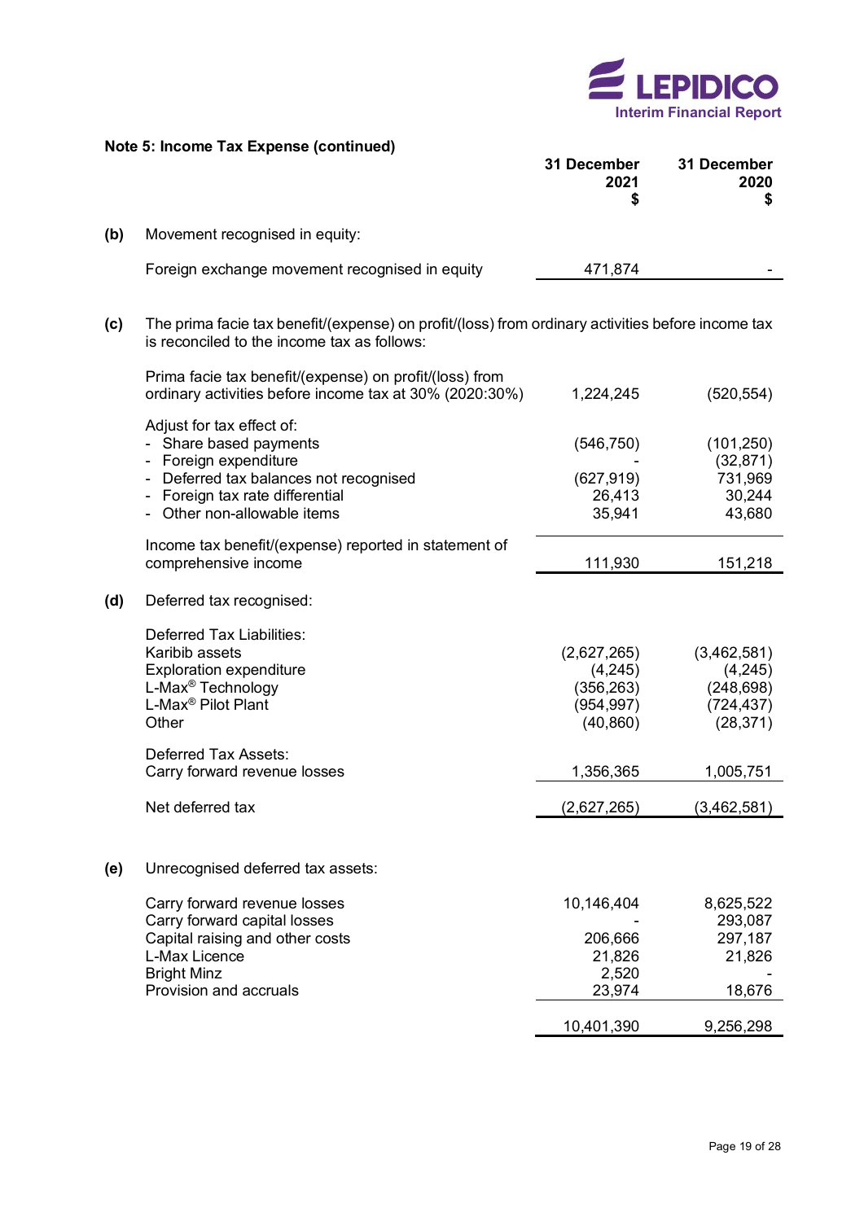## Note 5: Income Tax Expense (continued)

| | | 31 December 2021 $ | 31 December 2020 $ |
|---|---|---|---|
| **(b)** | Movement recognised in equity: | | |
| | Foreign exchange movement recognised in equity | 471,874 | - |

**(c)** The prima facie tax benefit/(expense) on profit/(loss) from ordinary activities before income tax is reconciled to the income tax as follows:

| | 31 December 2021 $ | 31 December 2020 $ |
|---|---|---|
| Prima facie tax benefit/(expense) on profit/(loss) from ordinary activities before income tax at 30% (2020:30%) | 1,224,245 | (520,554) |
| Adjust for tax effect of: | | |
| - Share based payments | (546,750) | (101,250) |
| - Foreign expenditure | - | (32,871) |
| - Deferred tax balances not recognised | (627,919) | 731,969 |
| - Foreign tax rate differential | 26,413 | 30,244 |
| - Other non-allowable items | 35,941 | 43,680 |
| Income tax benefit/(expense) reported in statement of comprehensive income | 111,930 | 151,218 |

**(d)** Deferred tax recognised:

| | 31 December 2021 $ | 31 December 2020 $ |
|---|---|---|
| Deferred Tax Liabilities: | | |
| Karibib assets | (2,627,265) | (3,462,581) |
| Exploration expenditure | (4,245) | (4,245) |
| L-Max® Technology | (356,263) | (248,698) |
| L-Max® Pilot Plant | (954,997) | (724,437) |
| Other | (40,860) | (28,371) |
| Deferred Tax Assets: | | |
| Carry forward revenue losses | 1,356,365 | 1,005,751 |
| Net deferred tax | (2,627,265) | (3,462,581) |

**(e)** Unrecognised deferred tax assets:

| | 31 December 2021 $ | 31 December 2020 $ |
|---|---|---|
| Carry forward revenue losses | 10,146,404 | 8,625,522 |
| Carry forward capital losses | - | 293,087 |
| Capital raising and other costs | 206,666 | 297,187 |
| L-Max Licence | 21,826 | 21,826 |
| Bright Minz | 2,520 | - |
| Provision and accruals | 23,974 | 18,676 |
| | 10,401,390 | 9,256,298 |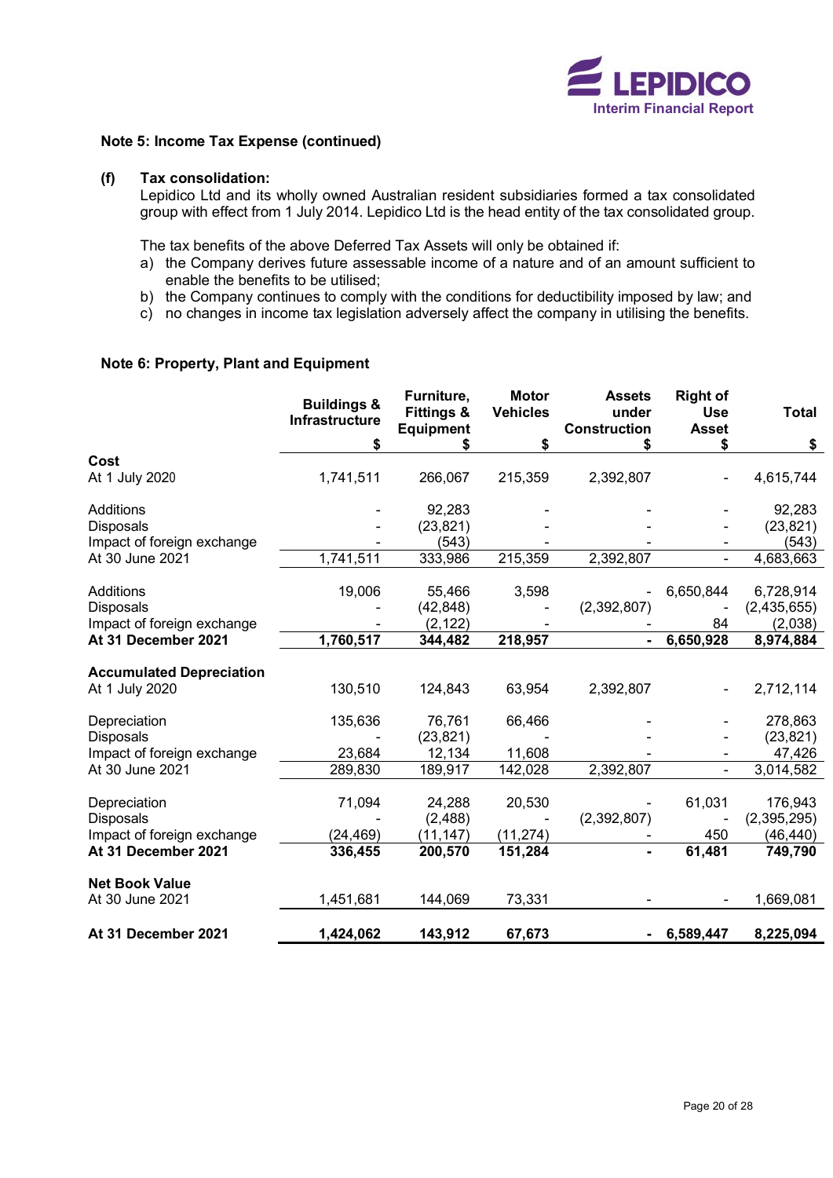### Note 5: Income Tax Expense (continued)

**(f) Tax consolidation:**

Lepidico Ltd and its wholly owned Australian resident subsidiaries formed a tax consolidated group with effect from 1 July 2014. Lepidico Ltd is the head entity of the tax consolidated group.

The tax benefits of the above Deferred Tax Assets will only be obtained if:

a) the Company derives future assessable income of a nature and of an amount sufficient to enable the benefits to be utilised;
b) the Company continues to comply with the conditions for deductibility imposed by law; and
c) no changes in income tax legislation adversely affect the company in utilising the benefits.

### Note 6: Property, Plant and Equipment

| | Buildings & Infrastructure $ | Furniture, Fittings & Equipment $ | Motor Vehicles $ | Assets under Construction $ | Right of Use Asset $ | Total $ |
|---|---|---|---|---|---|---|
| **Cost** | | | | | | |
| At 1 July 2020 | 1,741,511 | 266,067 | 215,359 | 2,392,807 | - | 4,615,744 |
| Additions | - | 92,283 | - | - | - | 92,283 |
| Disposals | - | (23,821) | - | - | - | (23,821) |
| Impact of foreign exchange | - | (543) | - | - | - | (543) |
| At 30 June 2021 | 1,741,511 | 333,986 | 215,359 | 2,392,807 | - | 4,683,663 |
| Additions | 19,006 | 55,466 | 3,598 | - | 6,650,844 | 6,728,914 |
| Disposals | - | (42,848) | - | (2,392,807) | - | (2,435,655) |
| Impact of foreign exchange | - | (2,122) | - | - | 84 | (2,038) |
| **At 31 December 2021** | **1,760,517** | **344,482** | **218,957** | **-** | **6,650,928** | **8,974,884** |
| **Accumulated Depreciation** | | | | | | |
| At 1 July 2020 | 130,510 | 124,843 | 63,954 | 2,392,807 | - | 2,712,114 |
| Depreciation | 135,636 | 76,761 | 66,466 | - | - | 278,863 |
| Disposals | - | (23,821) | - | - | - | (23,821) |
| Impact of foreign exchange | 23,684 | 12,134 | 11,608 | - | - | 47,426 |
| At 30 June 2021 | 289,830 | 189,917 | 142,028 | 2,392,807 | - | 3,014,582 |
| Depreciation | 71,094 | 24,288 | 20,530 | - | 61,031 | 176,943 |
| Disposals | - | (2,488) | - | (2,392,807) | - | (2,395,295) |
| Impact of foreign exchange | (24,469) | (11,147) | (11,274) | - | 450 | (46,440) |
| **At 31 December 2021** | **336,455** | **200,570** | **151,284** | **-** | **61,481** | **749,790** |
| **Net Book Value** | | | | | | |
| At 30 June 2021 | 1,451,681 | 144,069 | 73,331 | - | - | 1,669,081 |
| **At 31 December 2021** | **1,424,062** | **143,912** | **67,673** | **-** | **6,589,447** | **8,225,094** |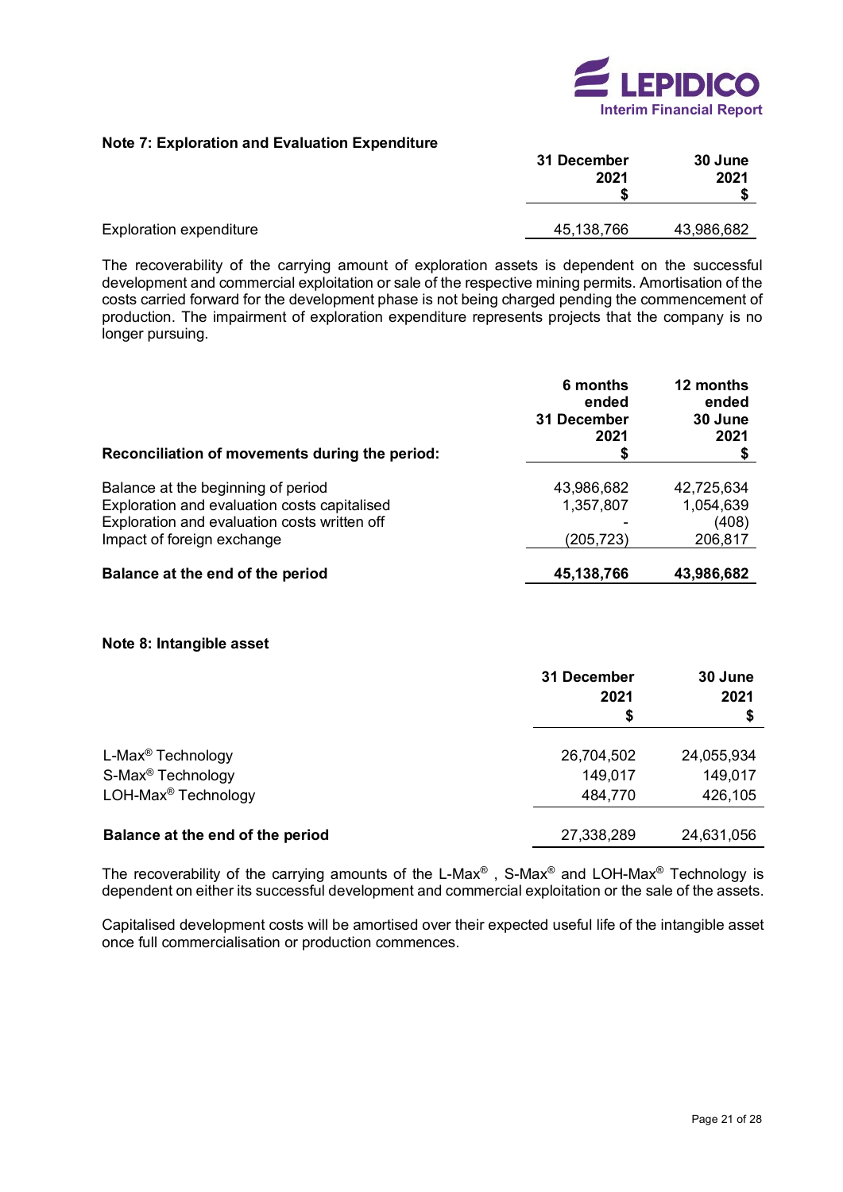### Note 7: Exploration and Evaluation Expenditure

| | 31 December 2021 $ | 30 June 2021 $ |
|---|---|---|
| Exploration expenditure | 45,138,766 | 43,986,682 |

The recoverability of the carrying amount of exploration assets is dependent on the successful development and commercial exploitation or sale of the respective mining permits. Amortisation of the costs carried forward for the development phase is not being charged pending the commencement of production. The impairment of exploration expenditure represents projects that the company is no longer pursuing.

| **Reconciliation of movements during the period:** | 6 months ended 31 December 2021 $ | 12 months ended 30 June 2021 $ |
|---|---|---|
| Balance at the beginning of period | 43,986,682 | 42,725,634 |
| Exploration and evaluation costs capitalised | 1,357,807 | 1,054,639 |
| Exploration and evaluation costs written off | - | (408) |
| Impact of foreign exchange | (205,723) | 206,817 |
| **Balance at the end of the period** | **45,138,766** | **43,986,682** |

### Note 8: Intangible asset

| | 31 December 2021 $ | 30 June 2021 $ |
|---|---|---|
| L-Max® Technology | 26,704,502 | 24,055,934 |
| S-Max® Technology | 149,017 | 149,017 |
| LOH-Max® Technology | 484,770 | 426,105 |
| **Balance at the end of the period** | 27,338,289 | 24,631,056 |

The recoverability of the carrying amounts of the L-Max® , S-Max® and LOH-Max® Technology is dependent on either its successful development and commercial exploitation or the sale of the assets.

Capitalised development costs will be amortised over their expected useful life of the intangible asset once full commercialisation or production commences.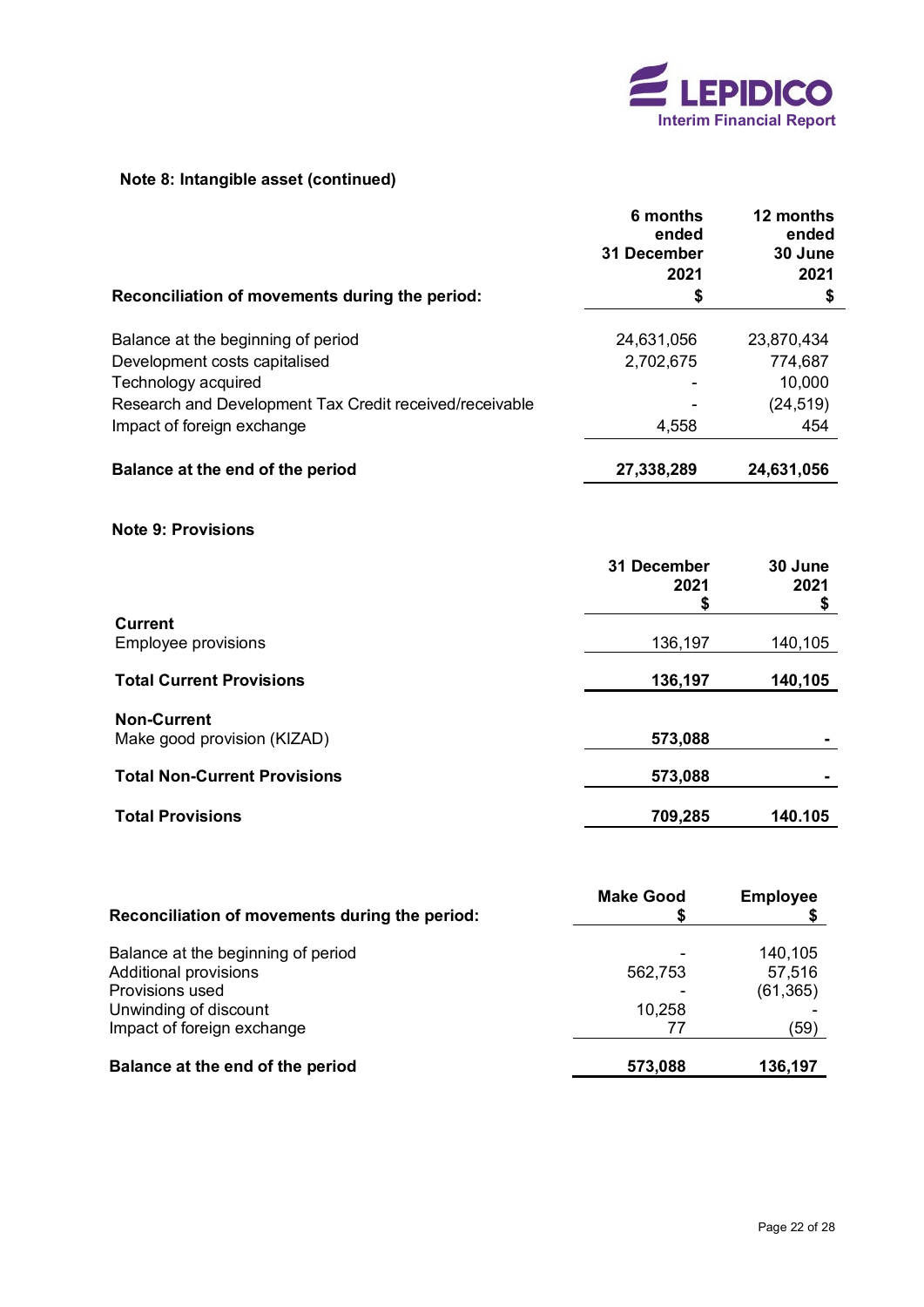## Note 8: Intangible asset (continued)

| Reconciliation of movements during the period: | 6 months ended 31 December 2021 $ | 12 months ended 30 June 2021 $ |
|---|---|---|
| Balance at the beginning of period | 24,631,056 | 23,870,434 |
| Development costs capitalised | 2,702,675 | 774,687 |
| Technology acquired | - | 10,000 |
| Research and Development Tax Credit received/receivable | - | (24,519) |
| Impact of foreign exchange | 4,558 | 454 |
| **Balance at the end of the period** | **27,338,289** | **24,631,056** |

## Note 9: Provisions

| | 31 December 2021 $ | 30 June 2021 $ |
|---|---|---|
| **Current** | | |
| Employee provisions | 136,197 | 140,105 |
| **Total Current Provisions** | **136,197** | **140,105** |
| **Non-Current** | | |
| Make good provision (KIZAD) | **573,088** | **-** |
| **Total Non-Current Provisions** | **573,088** | **-** |
| **Total Provisions** | **709,285** | **140.105** |

| Reconciliation of movements during the period: | Make Good $ | Employee $ |
|---|---|---|
| Balance at the beginning of period | - | 140,105 |
| Additional provisions | 562,753 | 57,516 |
| Provisions used | - | (61,365) |
| Unwinding of discount | 10,258 | - |
| Impact of foreign exchange | 77 | (59) |
| **Balance at the end of the period** | **573,088** | **136,197** |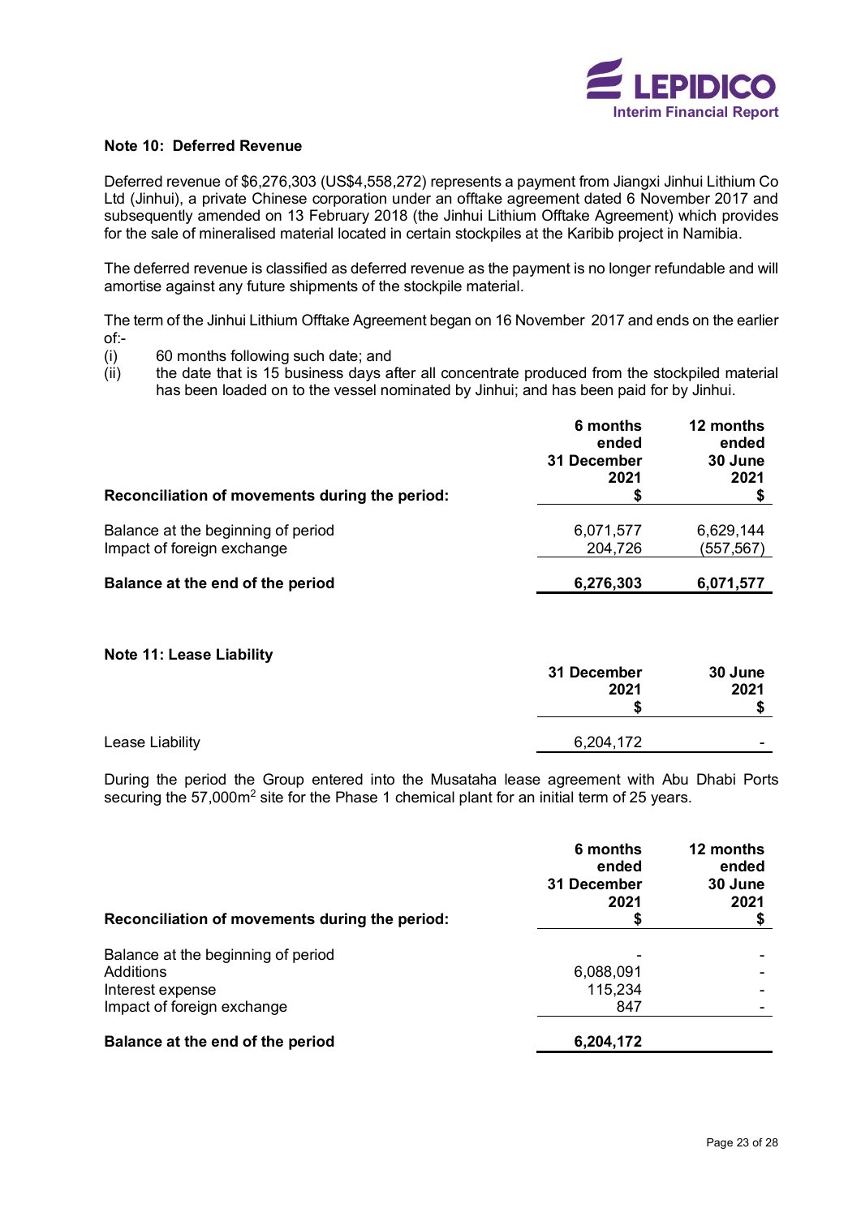## Note 10: Deferred Revenue

Deferred revenue of $6,276,303 (US$4,558,272) represents a payment from Jiangxi Jinhui Lithium Co Ltd (Jinhui), a private Chinese corporation under an offtake agreement dated 6 November 2017 and subsequently amended on 13 February 2018 (the Jinhui Lithium Offtake Agreement) which provides for the sale of mineralised material located in certain stockpiles at the Karibib project in Namibia.

The deferred revenue is classified as deferred revenue as the payment is no longer refundable and will amortise against any future shipments of the stockpile material.

The term of the Jinhui Lithium Offtake Agreement began on 16 November 2017 and ends on the earlier of:-

- (i) 60 months following such date; and
- (ii) the date that is 15 business days after all concentrate produced from the stockpiled material has been loaded on to the vessel nominated by Jinhui; and has been paid for by Jinhui.

| Reconciliation of movements during the period: | 6 months ended 31 December 2021 $ | 12 months ended 30 June 2021 $ |
|---|---|---|
| Balance at the beginning of period | 6,071,577 | 6,629,144 |
| Impact of foreign exchange | 204,726 | (557,567) |
| **Balance at the end of the period** | **6,276,303** | **6,071,577** |

## Note 11: Lease Liability

| | 31 December 2021 $ | 30 June 2021 $ |
|---|---|---|
| Lease Liability | 6,204,172 | - |

During the period the Group entered into the Musataha lease agreement with Abu Dhabi Ports securing the 57,000m$^2$ site for the Phase 1 chemical plant for an initial term of 25 years.

| Reconciliation of movements during the period: | 6 months ended 31 December 2021 $ | 12 months ended 30 June 2021 $ |
|---|---|---|
| Balance at the beginning of period | - | - |
| Additions | 6,088,091 | - |
| Interest expense | 115,234 | - |
| Impact of foreign exchange | 847 | - |
| **Balance at the end of the period** | **6,204,172** | |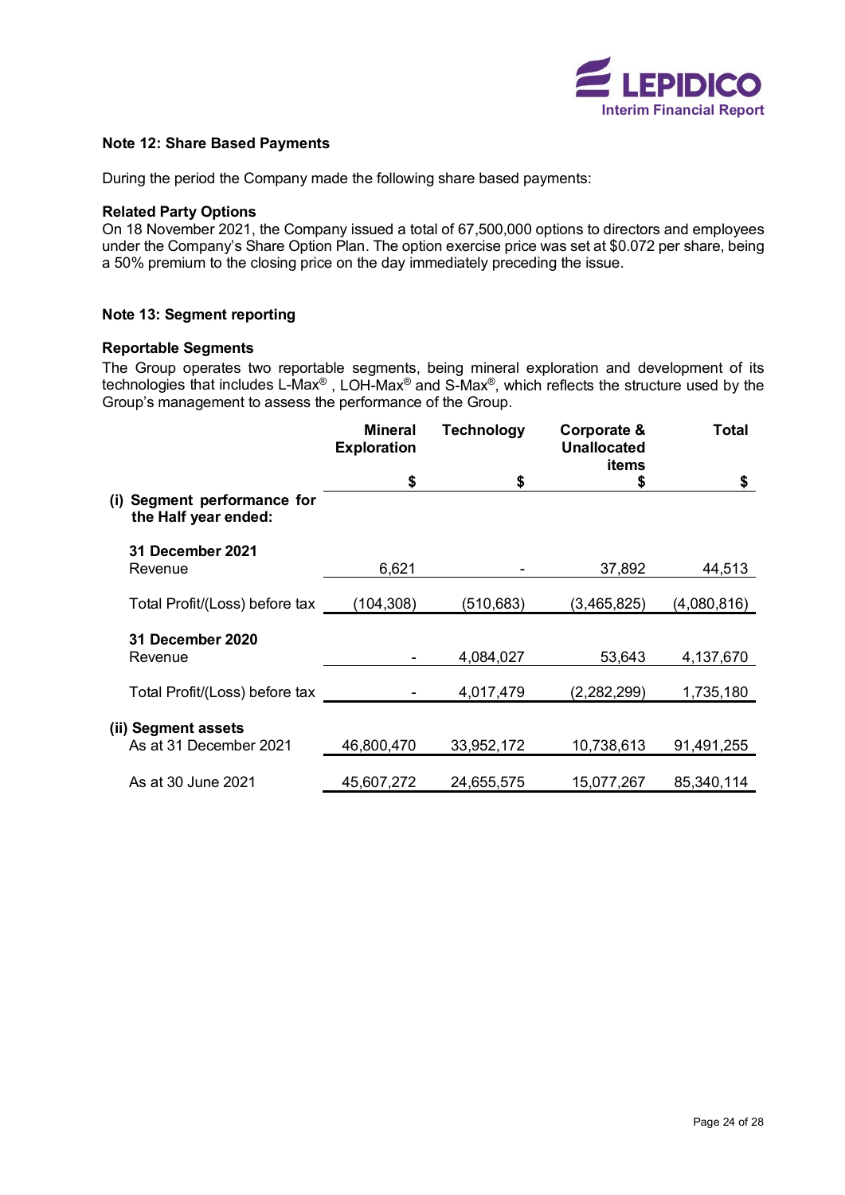## Note 12: Share Based Payments

During the period the Company made the following share based payments:

**Related Party Options**

On 18 November 2021, the Company issued a total of 67,500,000 options to directors and employees under the Company's Share Option Plan. The option exercise price was set at $0.072 per share, being a 50% premium to the closing price on the day immediately preceding the issue.

## Note 13: Segment reporting

**Reportable Segments**

The Group operates two reportable segments, being mineral exploration and development of its technologies that includes L-Max®, LOH-Max® and S-Max®, which reflects the structure used by the Group's management to assess the performance of the Group.

| | Mineral Exploration | Technology | Corporate & Unallocated items | Total |
|---|---|---|---|---|
| | $ | $ | $ | $ |
| **(i) Segment performance for the Half year ended:** | | | | |
| **31 December 2021** | | | | |
| Revenue | 6,621 | - | 37,892 | 44,513 |
| Total Profit/(Loss) before tax | (104,308) | (510,683) | (3,465,825) | (4,080,816) |
| **31 December 2020** | | | | |
| Revenue | - | 4,084,027 | 53,643 | 4,137,670 |
| Total Profit/(Loss) before tax | - | 4,017,479 | (2,282,299) | 1,735,180 |
| **(ii) Segment assets** | | | | |
| As at 31 December 2021 | 46,800,470 | 33,952,172 | 10,738,613 | 91,491,255 |
| As at 30 June 2021 | 45,607,272 | 24,655,575 | 15,077,267 | 85,340,114 |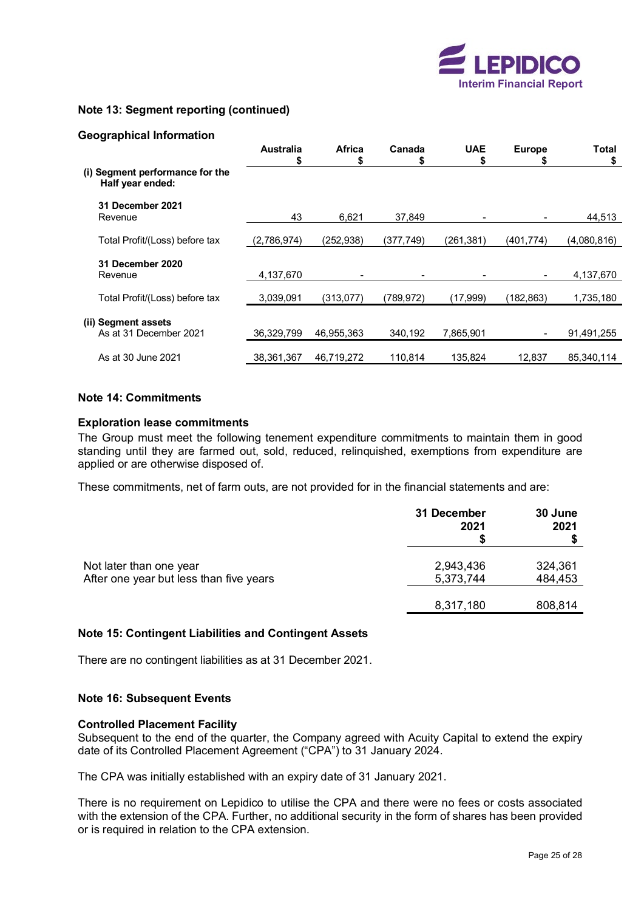## Note 13: Segment reporting (continued)

### Geographical Information

| | Australia $ | Africa $ | Canada $ | UAE $ | Europe $ | Total $ |
|---|---|---|---|---|---|---|
| **(i) Segment performance for the Half year ended:** | | | | | | |
| **31 December 2021** | | | | | | |
| Revenue | 43 | 6,621 | 37,849 | - | - | 44,513 |
| Total Profit/(Loss) before tax | (2,786,974) | (252,938) | (377,749) | (261,381) | (401,774) | (4,080,816) |
| **31 December 2020** | | | | | | |
| Revenue | 4,137,670 | - | - | - | - | 4,137,670 |
| Total Profit/(Loss) before tax | 3,039,091 | (313,077) | (789,972) | (17,999) | (182,863) | 1,735,180 |
| **(ii) Segment assets** | | | | | | |
| As at 31 December 2021 | 36,329,799 | 46,955,363 | 340,192 | 7,865,901 | - | 91,491,255 |
| As at 30 June 2021 | 38,361,367 | 46,719,272 | 110,814 | 135,824 | 12,837 | 85,340,114 |

## Note 14: Commitments

### Exploration lease commitments

The Group must meet the following tenement expenditure commitments to maintain them in good standing until they are farmed out, sold, reduced, relinquished, exemptions from expenditure are applied or are otherwise disposed of.

These commitments, net of farm outs, are not provided for in the financial statements and are:

| | 31 December 2021 $ | 30 June 2021 $ |
|---|---|---|
| Not later than one year | 2,943,436 | 324,361 |
| After one year but less than five years | 5,373,744 | 484,453 |
| | 8,317,180 | 808,814 |

## Note 15: Contingent Liabilities and Contingent Assets

There are no contingent liabilities as at 31 December 2021.

## Note 16: Subsequent Events

### Controlled Placement Facility

Subsequent to the end of the quarter, the Company agreed with Acuity Capital to extend the expiry date of its Controlled Placement Agreement ("CPA") to 31 January 2024.

The CPA was initially established with an expiry date of 31 January 2021.

There is no requirement on Lepidico to utilise the CPA and there were no fees or costs associated with the extension of the CPA. Further, no additional security in the form of shares has been provided or is required in relation to the CPA extension.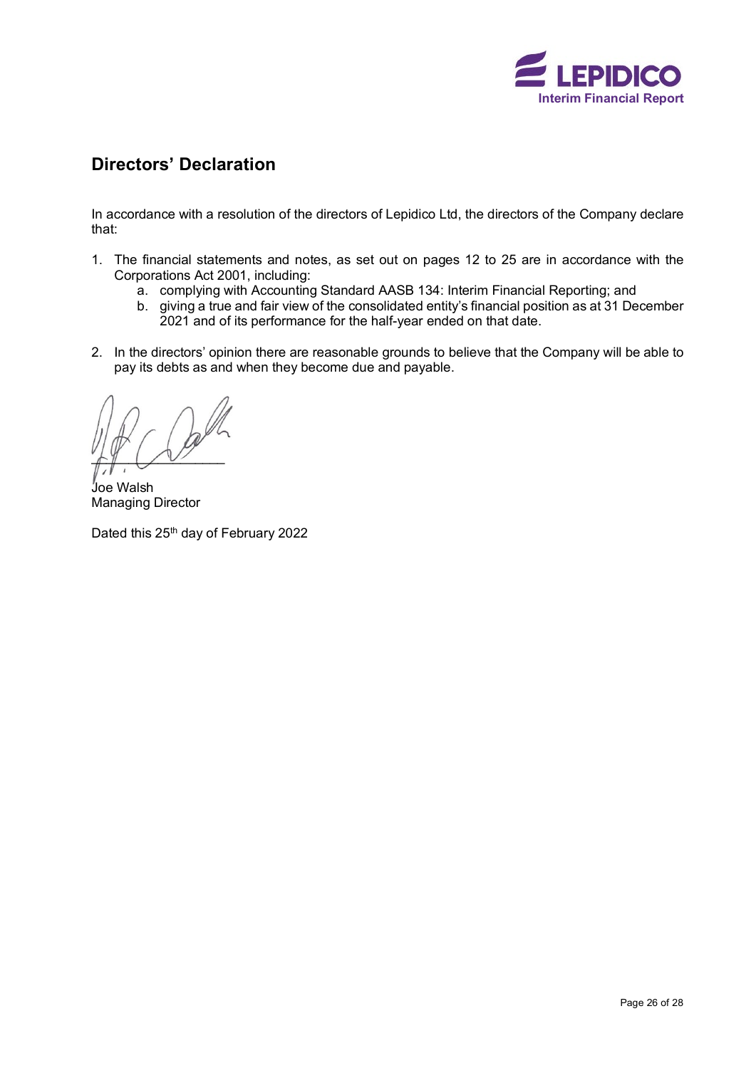## Directors' Declaration

In accordance with a resolution of the directors of Lepidico Ltd, the directors of the Company declare that:

1. The financial statements and notes, as set out on pages 12 to 25 are in accordance with the Corporations Act 2001, including:
   a. complying with Accounting Standard AASB 134: Interim Financial Reporting; and
   b. giving a true and fair view of the consolidated entity's financial position as at 31 December 2021 and of its performance for the half-year ended on that date.

2. In the directors' opinion there are reasonable grounds to believe that the Company will be able to pay its debts as and when they become due and payable.

Joe Walsh
Managing Director

Dated this 25th day of February 2022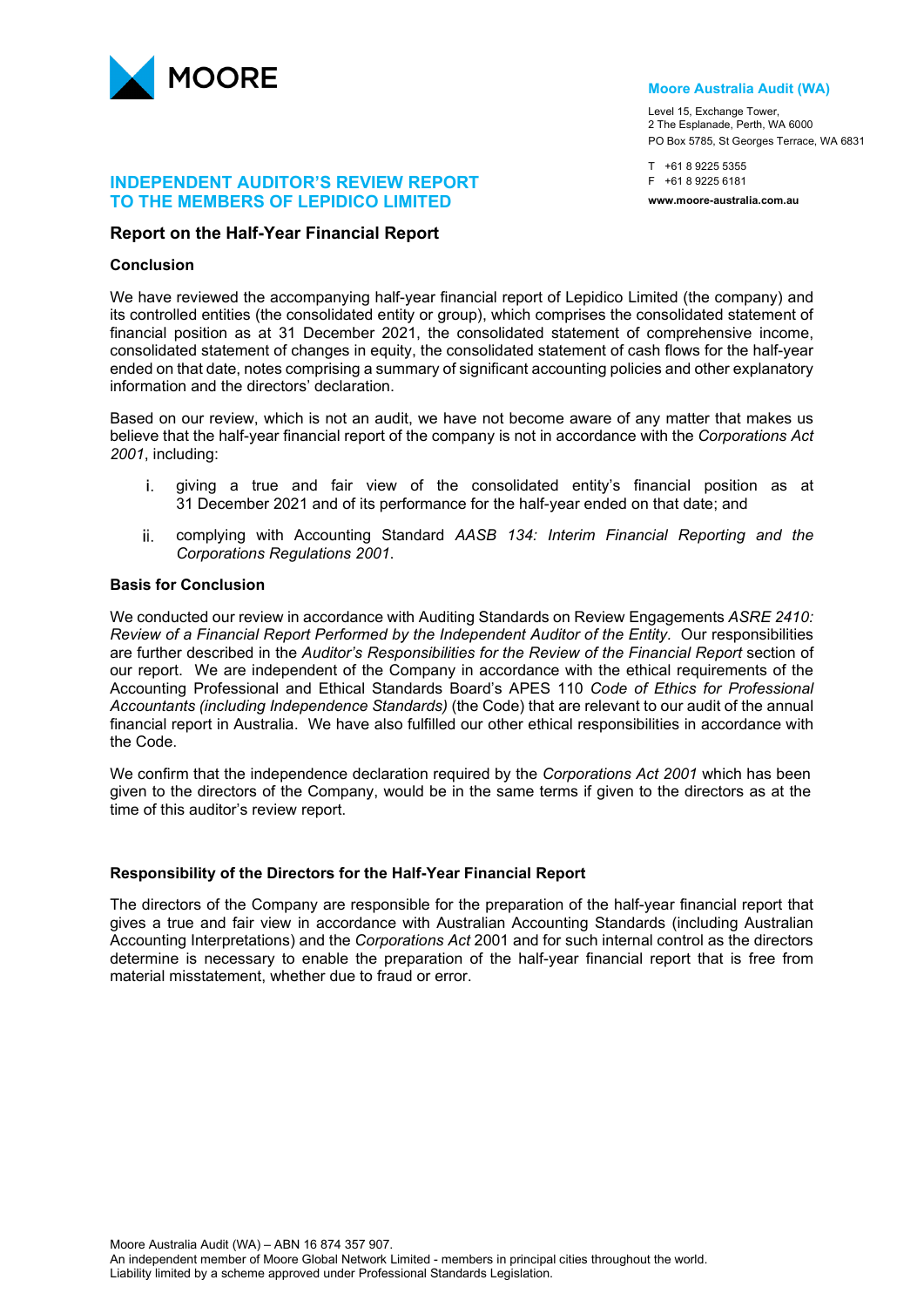MOORE

**Moore Australia Audit (WA)**

Level 15, Exchange Tower,
2 The Esplanade, Perth, WA 6000
PO Box 5785, St Georges Terrace, WA 6831

T +61 8 9225 5355
F +61 8 9225 6181

**www.moore-australia.com.au**

## INDEPENDENT AUDITOR'S REVIEW REPORT TO THE MEMBERS OF LEPIDICO LIMITED

### Report on the Half-Year Financial Report

#### Conclusion

We have reviewed the accompanying half-year financial report of Lepidico Limited (the company) and its controlled entities (the consolidated entity or group), which comprises the consolidated statement of financial position as at 31 December 2021, the consolidated statement of comprehensive income, consolidated statement of changes in equity, the consolidated statement of cash flows for the half-year ended on that date, notes comprising a summary of significant accounting policies and other explanatory information and the directors' declaration.

Based on our review, which is not an audit, we have not become aware of any matter that makes us believe that the half-year financial report of the company is not in accordance with the *Corporations Act 2001*, including:

i. giving a true and fair view of the consolidated entity's financial position as at 31 December 2021 and of its performance for the half-year ended on that date; and

ii. complying with Accounting Standard *AASB 134: Interim Financial Reporting and the Corporations Regulations 2001*.

#### Basis for Conclusion

We conducted our review in accordance with Auditing Standards on Review Engagements *ASRE 2410: Review of a Financial Report Performed by the Independent Auditor of the Entity*. Our responsibilities are further described in the *Auditor's Responsibilities for the Review of the Financial Report* section of our report. We are independent of the Company in accordance with the ethical requirements of the Accounting Professional and Ethical Standards Board's APES 110 *Code of Ethics for Professional Accountants (including Independence Standards)* (the Code) that are relevant to our audit of the annual financial report in Australia. We have also fulfilled our other ethical responsibilities in accordance with the Code.

We confirm that the independence declaration required by the *Corporations Act 2001* which has been given to the directors of the Company, would be in the same terms if given to the directors as at the time of this auditor's review report.

#### Responsibility of the Directors for the Half-Year Financial Report

The directors of the Company are responsible for the preparation of the half-year financial report that gives a true and fair view in accordance with Australian Accounting Standards (including Australian Accounting Interpretations) and the *Corporations Act* 2001 and for such internal control as the directors determine is necessary to enable the preparation of the half-year financial report that is free from material misstatement, whether due to fraud or error.

Moore Australia Audit (WA) – ABN 16 874 357 907.
An independent member of Moore Global Network Limited - members in principal cities throughout the world.
Liability limited by a scheme approved under Professional Standards Legislation.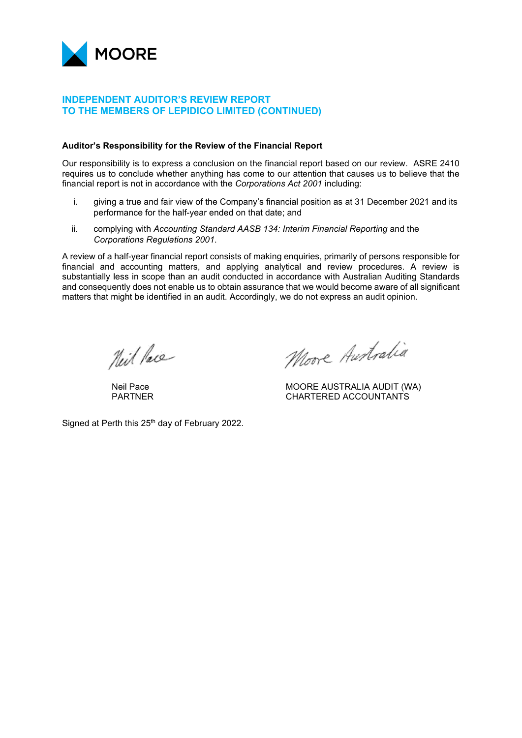# INDEPENDENT AUDITOR'S REVIEW REPORT TO THE MEMBERS OF LEPIDICO LIMITED (CONTINUED)

**Auditor's Responsibility for the Review of the Financial Report**

Our responsibility is to express a conclusion on the financial report based on our review. ASRE 2410 requires us to conclude whether anything has come to our attention that causes us to believe that the financial report is not in accordance with the *Corporations Act 2001* including:

i. giving a true and fair view of the Company's financial position as at 31 December 2021 and its performance for the half-year ended on that date; and

ii. complying with *Accounting Standard AASB 134: Interim Financial Reporting* and the *Corporations Regulations 2001*.

A review of a half-year financial report consists of making enquiries, primarily of persons responsible for financial and accounting matters, and applying analytical and review procedures. A review is substantially less in scope than an audit conducted in accordance with Australian Auditing Standards and consequently does not enable us to obtain assurance that we would become aware of all significant matters that might be identified in an audit. Accordingly, we do not express an audit opinion.

Neil Pace
PARTNER

MOORE AUSTRALIA AUDIT (WA)
CHARTERED ACCOUNTANTS

Signed at Perth this 25th day of February 2022.